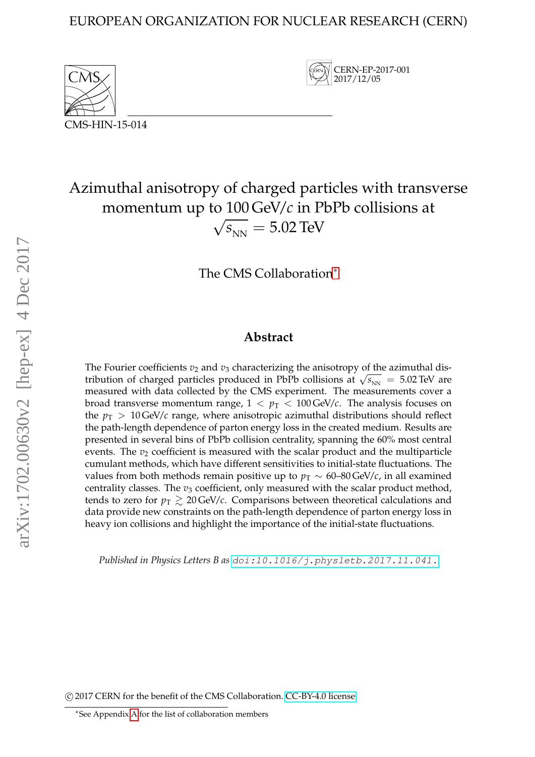EUROPEAN ORGANIZATION FOR NUCLEAR RESEARCH (CERN)

CMS-HIN-15-014

CERN-EP-2017-001
2017/12/05

# Azimuthal anisotropy of charged particles with transverse momentum up to 100 GeV/$c$ in PbPb collisions at $\sqrt{s_{\mathrm{NN}}} = 5.02$ TeV

The CMS Collaboration*

## Abstract

The Fourier coefficients $v_2$ and $v_3$ characterizing the anisotropy of the azimuthal distribution of charged particles produced in PbPb collisions at $\sqrt{s_{\mathrm{NN}}} = 5.02$ TeV are measured with data collected by the CMS experiment. The measurements cover a broad transverse momentum range, $1 < p_{\mathrm{T}} < 100$ GeV/$c$. The analysis focuses on the $p_{\mathrm{T}} > 10$ GeV/$c$ range, where anisotropic azimuthal distributions should reflect the path-length dependence of parton energy loss in the created medium. Results are presented in several bins of PbPb collision centrality, spanning the 60% most central events. The $v_2$ coefficient is measured with the scalar product and the multiparticle cumulant methods, which have different sensitivities to initial-state fluctuations. The values from both methods remain positive up to $p_{\mathrm{T}} \sim$ 60–80 GeV/$c$, in all examined centrality classes. The $v_3$ coefficient, only measured with the scalar product method, tends to zero for $p_{\mathrm{T}} \gtrsim 20$ GeV/$c$. Comparisons between theoretical calculations and data provide new constraints on the path-length dependence of parton energy loss in heavy ion collisions and highlight the importance of the initial-state fluctuations.

*Published in Physics Letters B as doi:10.1016/j.physletb.2017.11.041.*

© 2017 CERN for the benefit of the CMS Collaboration. CC-BY-4.0 license

*See Appendix A for the list of collaboration members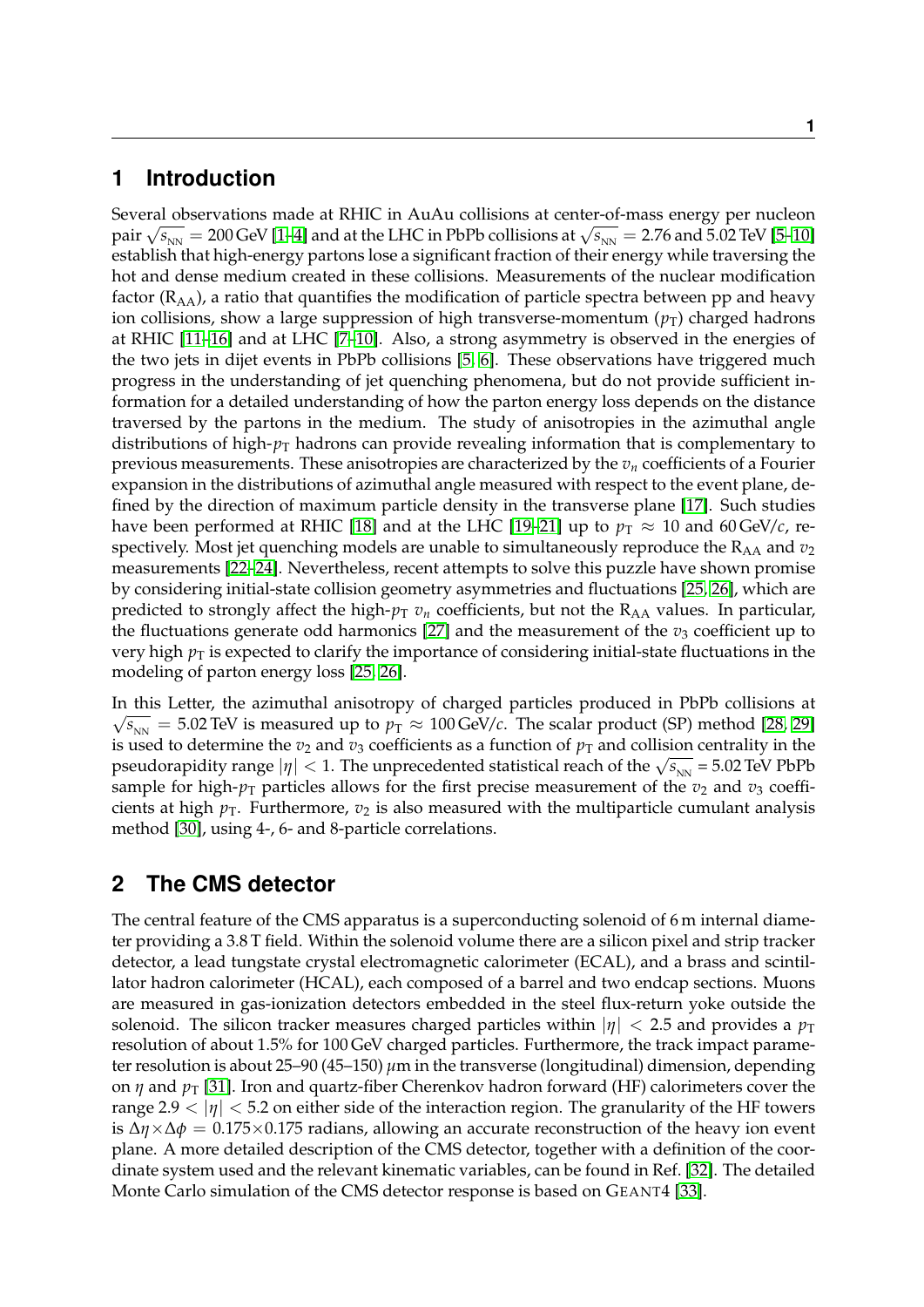# 1 Introduction

Several observations made at RHIC in AuAu collisions at center-of-mass energy per nucleon pair $\sqrt{s_{_{\mathrm{NN}}}} = 200\,\mathrm{GeV}$ [1–4] and at the LHC in PbPb collisions at $\sqrt{s_{_{\mathrm{NN}}}} = 2.76$ and $5.02\,\mathrm{TeV}$ [5–10] establish that high-energy partons lose a significant fraction of their energy while traversing the hot and dense medium created in these collisions. Measurements of the nuclear modification factor ($R_{AA}$), a ratio that quantifies the modification of particle spectra between pp and heavy ion collisions, show a large suppression of high transverse-momentum ($p_{\mathrm{T}}$) charged hadrons at RHIC [11–16] and at LHC [7–10]. Also, a strong asymmetry is observed in the energies of the two jets in dijet events in PbPb collisions [5, 6]. These observations have triggered much progress in the understanding of jet quenching phenomena, but do not provide sufficient information for a detailed understanding of how the parton energy loss depends on the distance traversed by the partons in the medium. The study of anisotropies in the azimuthal angle distributions of high-$p_{\mathrm{T}}$ hadrons can provide revealing information that is complementary to previous measurements. These anisotropies are characterized by the $v_n$ coefficients of a Fourier expansion in the distributions of azimuthal angle measured with respect to the event plane, defined by the direction of maximum particle density in the transverse plane [17]. Such studies have been performed at RHIC [18] and at the LHC [19–21] up to $p_{\mathrm{T}} \approx 10$ and $60\,\mathrm{GeV}/c$, respectively. Most jet quenching models are unable to simultaneously reproduce the $R_{AA}$ and $v_2$ measurements [22–24]. Nevertheless, recent attempts to solve this puzzle have shown promise by considering initial-state collision geometry asymmetries and fluctuations [25, 26], which are predicted to strongly affect the high-$p_{\mathrm{T}}$ $v_n$ coefficients, but not the $R_{AA}$ values. In particular, the fluctuations generate odd harmonics [27] and the measurement of the $v_3$ coefficient up to very high $p_{\mathrm{T}}$ is expected to clarify the importance of considering initial-state fluctuations in the modeling of parton energy loss [25, 26].

In this Letter, the azimuthal anisotropy of charged particles produced in PbPb collisions at $\sqrt{s_{_{\mathrm{NN}}}} = 5.02\,\mathrm{TeV}$ is measured up to $p_{\mathrm{T}} \approx 100\,\mathrm{GeV}/c$. The scalar product (SP) method [28, 29] is used to determine the $v_2$ and $v_3$ coefficients as a function of $p_{\mathrm{T}}$ and collision centrality in the pseudorapidity range $|\eta| < 1$. The unprecedented statistical reach of the $\sqrt{s_{_{\mathrm{NN}}}} = 5.02\,\mathrm{TeV}$ PbPb sample for high-$p_{\mathrm{T}}$ particles allows for the first precise measurement of the $v_2$ and $v_3$ coefficients at high $p_{\mathrm{T}}$. Furthermore, $v_2$ is also measured with the multiparticle cumulant analysis method [30], using 4-, 6- and 8-particle correlations.

# 2 The CMS detector

The central feature of the CMS apparatus is a superconducting solenoid of 6 m internal diameter providing a 3.8 T field. Within the solenoid volume there are a silicon pixel and strip tracker detector, a lead tungstate crystal electromagnetic calorimeter (ECAL), and a brass and scintillator hadron calorimeter (HCAL), each composed of a barrel and two endcap sections. Muons are measured in gas-ionization detectors embedded in the steel flux-return yoke outside the solenoid. The silicon tracker measures charged particles within $|\eta| < 2.5$ and provides a $p_{\mathrm{T}}$ resolution of about 1.5% for 100 GeV charged particles. Furthermore, the track impact parameter resolution is about 25–90 (45–150) $\mu$m in the transverse (longitudinal) dimension, depending on $\eta$ and $p_{\mathrm{T}}$ [31]. Iron and quartz-fiber Cherenkov hadron forward (HF) calorimeters cover the range $2.9 < |\eta| < 5.2$ on either side of the interaction region. The granularity of the HF towers is $\Delta\eta \times \Delta\phi = 0.175 \times 0.175$ radians, allowing an accurate reconstruction of the heavy ion event plane. A more detailed description of the CMS detector, together with a definition of the coordinate system used and the relevant kinematic variables, can be found in Ref. [32]. The detailed Monte Carlo simulation of the CMS detector response is based on GEANT4 [33].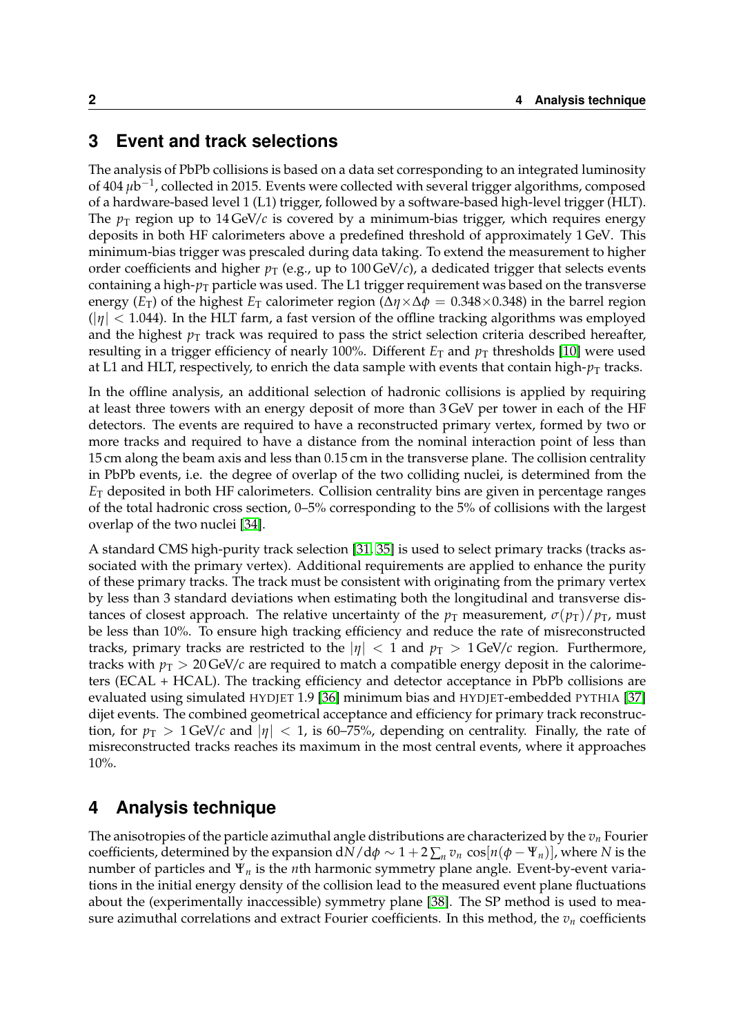## 3 Event and track selections

The analysis of PbPb collisions is based on a data set corresponding to an integrated luminosity of 404 $\mu$b$^{-1}$, collected in 2015. Events were collected with several trigger algorithms, composed of a hardware-based level 1 (L1) trigger, followed by a software-based high-level trigger (HLT). The $p_{\mathrm{T}}$ region up to 14 GeV/$c$ is covered by a minimum-bias trigger, which requires energy deposits in both HF calorimeters above a predefined threshold of approximately 1 GeV. This minimum-bias trigger was prescaled during data taking. To extend the measurement to higher order coefficients and higher $p_{\mathrm{T}}$ (e.g., up to 100 GeV/$c$), a dedicated trigger that selects events containing a high-$p_{\mathrm{T}}$ particle was used. The L1 trigger requirement was based on the transverse energy ($E_{\mathrm{T}}$) of the highest $E_{\mathrm{T}}$ calorimeter region ($\Delta\eta\times\Delta\phi = 0.348\times0.348$) in the barrel region ($|\eta| < 1.044$). In the HLT farm, a fast version of the offline tracking algorithms was employed and the highest $p_{\mathrm{T}}$ track was required to pass the strict selection criteria described hereafter, resulting in a trigger efficiency of nearly 100%. Different $E_{\mathrm{T}}$ and $p_{\mathrm{T}}$ thresholds [10] were used at L1 and HLT, respectively, to enrich the data sample with events that contain high-$p_{\mathrm{T}}$ tracks.

In the offline analysis, an additional selection of hadronic collisions is applied by requiring at least three towers with an energy deposit of more than 3 GeV per tower in each of the HF detectors. The events are required to have a reconstructed primary vertex, formed by two or more tracks and required to have a distance from the nominal interaction point of less than 15 cm along the beam axis and less than 0.15 cm in the transverse plane. The collision centrality in PbPb events, i.e. the degree of overlap of the two colliding nuclei, is determined from the $E_{\mathrm{T}}$ deposited in both HF calorimeters. Collision centrality bins are given in percentage ranges of the total hadronic cross section, 0–5% corresponding to the 5% of collisions with the largest overlap of the two nuclei [34].

A standard CMS high-purity track selection [31, 35] is used to select primary tracks (tracks associated with the primary vertex). Additional requirements are applied to enhance the purity of these primary tracks. The track must be consistent with originating from the primary vertex by less than 3 standard deviations when estimating both the longitudinal and transverse distances of closest approach. The relative uncertainty of the $p_{\mathrm{T}}$ measurement, $\sigma(p_{\mathrm{T}})/p_{\mathrm{T}}$, must be less than 10%. To ensure high tracking efficiency and reduce the rate of misreconstructed tracks, primary tracks are restricted to the $|\eta| < 1$ and $p_{\mathrm{T}} > 1$ GeV/$c$ region. Furthermore, tracks with $p_{\mathrm{T}} > 20$ GeV/$c$ are required to match a compatible energy deposit in the calorimeters (ECAL + HCAL). The tracking efficiency and detector acceptance in PbPb collisions are evaluated using simulated HYDJET 1.9 [36] minimum bias and HYDJET-embedded PYTHIA [37] dijet events. The combined geometrical acceptance and efficiency for primary track reconstruction, for $p_{\mathrm{T}} > 1$ GeV/$c$ and $|\eta| < 1$, is 60–75%, depending on centrality. Finally, the rate of misreconstructed tracks reaches its maximum in the most central events, where it approaches 10%.

## 4 Analysis technique

The anisotropies of the particle azimuthal angle distributions are characterized by the $v_n$ Fourier coefficients, determined by the expansion $\mathrm{d}N/\mathrm{d}\phi \sim 1 + 2\sum_n v_n \cos[n(\phi - \Psi_n)]$, where $N$ is the number of particles and $\Psi_n$ is the $n$th harmonic symmetry plane angle. Event-by-event variations in the initial energy density of the collision lead to the measured event plane fluctuations about the (experimentally inaccessible) symmetry plane [38]. The SP method is used to measure azimuthal correlations and extract Fourier coefficients. In this method, the $v_n$ coefficients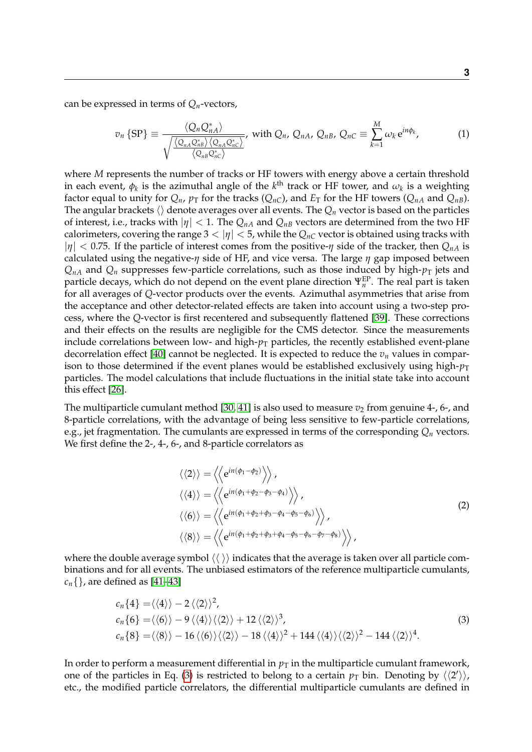can be expressed in terms of $Q_n$-vectors,

$$v_n\{\mathrm{SP}\} \equiv \frac{\langle Q_n Q_{nA}^* \rangle}{\sqrt{\frac{\langle Q_{nA} Q_{nB}^* \rangle \langle Q_{nA} Q_{nC}^* \rangle}{\langle Q_{nB} Q_{nC}^* \rangle}}}, \text{ with } Q_n,\, Q_{nA},\, Q_{nB},\, Q_{nC} \equiv \sum_{k=1}^{M} \omega_k \, \mathrm{e}^{in\phi_k}, \tag{1}$$

where $M$ represents the number of tracks or HF towers with energy above a certain threshold in each event, $\phi_k$ is the azimuthal angle of the $k^{\text{th}}$ track or HF tower, and $\omega_k$ is a weighting factor equal to unity for $Q_n$, $p_{\mathrm{T}}$ for the tracks ($Q_{nC}$), and $E_{\mathrm{T}}$ for the HF towers ($Q_{nA}$ and $Q_{nB}$). The angular brackets $\langle\rangle$ denote averages over all events. The $Q_n$ vector is based on the particles of interest, i.e., tracks with $|\eta| < 1$. The $Q_{nA}$ and $Q_{nB}$ vectors are determined from the two HF calorimeters, covering the range $3 < |\eta| < 5$, while the $Q_{nC}$ vector is obtained using tracks with $|\eta| < 0.75$. If the particle of interest comes from the positive-$\eta$ side of the tracker, then $Q_{nA}$ is calculated using the negative-$\eta$ side of HF, and vice versa. The large $\eta$ gap imposed between $Q_{nA}$ and $Q_n$ suppresses few-particle correlations, such as those induced by high-$p_{\mathrm{T}}$ jets and particle decays, which do not depend on the event plane direction $\Psi_n^{\mathrm{EP}}$. The real part is taken for all averages of $Q$-vector products over the events. Azimuthal asymmetries that arise from the acceptance and other detector-related effects are taken into account using a two-step process, where the $Q$-vector is first recentered and subsequently flattened [39]. These corrections and their effects on the results are negligible for the CMS detector. Since the measurements include correlations between low- and high-$p_{\mathrm{T}}$ particles, the recently established event-plane decorrelation effect [40] cannot be neglected. It is expected to reduce the $v_n$ values in comparison to those determined if the event planes would be established exclusively using high-$p_{\mathrm{T}}$ particles. The model calculations that include fluctuations in the initial state take into account this effect [26].

The multiparticle cumulant method [30, 41] is also used to measure $v_2$ from genuine 4-, 6-, and 8-particle correlations, with the advantage of being less sensitive to few-particle correlations, e.g., jet fragmentation. The cumulants are expressed in terms of the corresponding $Q_n$ vectors. We first define the 2-, 4-, 6-, and 8-particle correlators as

$$\begin{aligned}
\langle\langle 2 \rangle\rangle &= \left\langle\left\langle \mathrm{e}^{in(\phi_1-\phi_2)} \right\rangle\right\rangle, \\
\langle\langle 4 \rangle\rangle &= \left\langle\left\langle \mathrm{e}^{in(\phi_1+\phi_2-\phi_3-\phi_4)} \right\rangle\right\rangle, \\
\langle\langle 6 \rangle\rangle &= \left\langle\left\langle \mathrm{e}^{in(\phi_1+\phi_2+\phi_3-\phi_4-\phi_5-\phi_6)} \right\rangle\right\rangle, \\
\langle\langle 8 \rangle\rangle &= \left\langle\left\langle \mathrm{e}^{in(\phi_1+\phi_2+\phi_3+\phi_4-\phi_5-\phi_6-\phi_7-\phi_8)} \right\rangle\right\rangle,
\end{aligned} \tag{2}$$

where the double average symbol $\langle\langle\,\rangle\rangle$ indicates that the average is taken over all particle combinations and for all events. The unbiased estimators of the reference multiparticle cumulants, $c_n\{\}$, are defined as [41–43]

$$\begin{aligned}
c_n\{4\} &= \langle\langle 4 \rangle\rangle - 2\,\langle\langle 2 \rangle\rangle^2, \\
c_n\{6\} &= \langle\langle 6 \rangle\rangle - 9\,\langle\langle 4 \rangle\rangle\langle\langle 2 \rangle\rangle + 12\,\langle\langle 2 \rangle\rangle^3, \\
c_n\{8\} &= \langle\langle 8 \rangle\rangle - 16\,\langle\langle 6 \rangle\rangle\langle\langle 2 \rangle\rangle - 18\,\langle\langle 4 \rangle\rangle^2 + 144\,\langle\langle 4 \rangle\rangle\langle\langle 2 \rangle\rangle^2 - 144\,\langle\langle 2 \rangle\rangle^4.
\end{aligned} \tag{3}$$

In order to perform a measurement differential in $p_{\mathrm{T}}$ in the multiparticle cumulant framework, one of the particles in Eq. (3) is restricted to belong to a certain $p_{\mathrm{T}}$ bin. Denoting by $\langle\langle 2' \rangle\rangle$, etc., the modified particle correlators, the differential multiparticle cumulants are defined in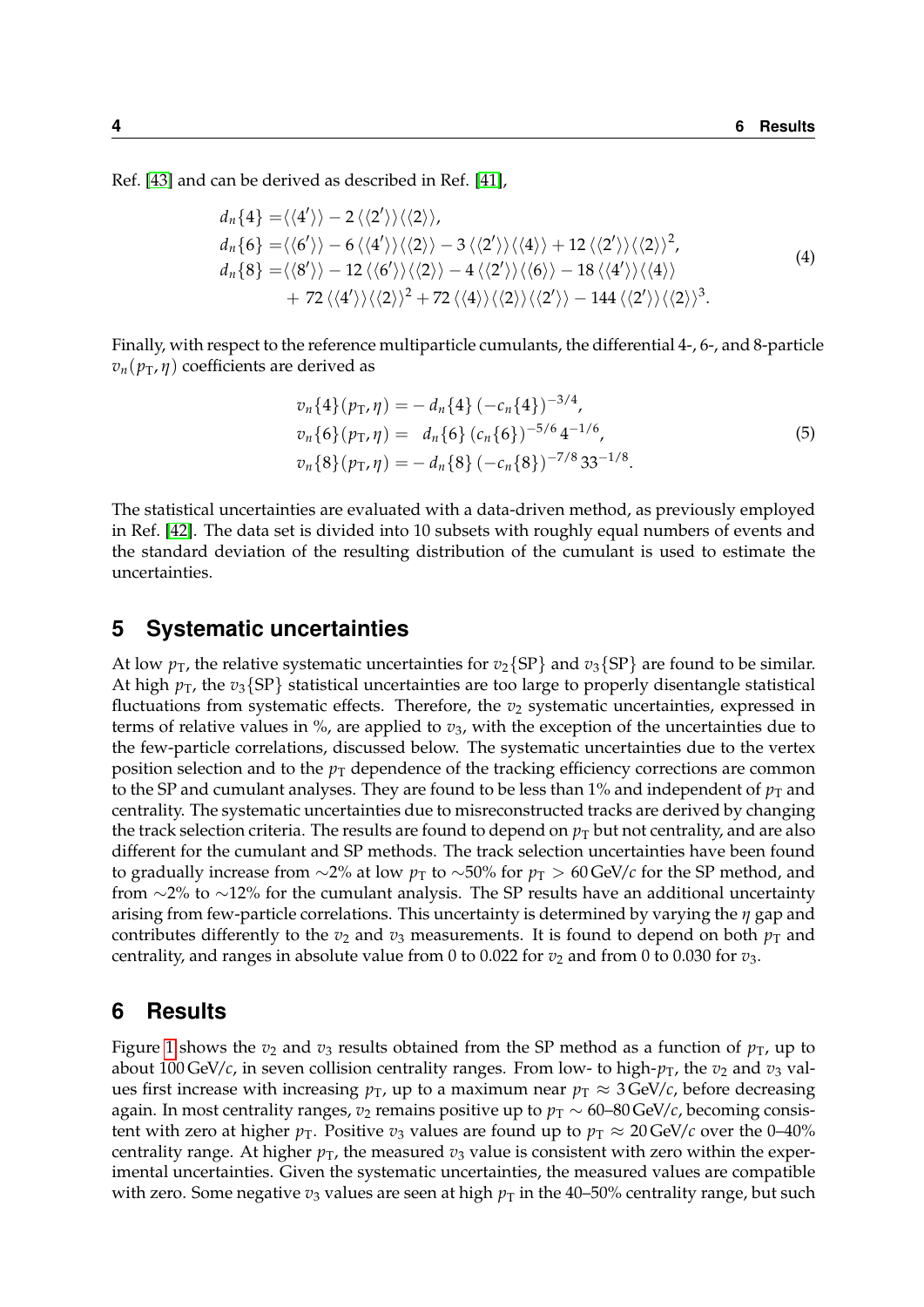Ref. [43] and can be derived as described in Ref. [41],

$$
\begin{aligned}
d_n\{4\} =&\langle\langle 4'\rangle\rangle - 2\,\langle\langle 2'\rangle\rangle\langle\langle 2\rangle\rangle, \\
d_n\{6\} =&\langle\langle 6'\rangle\rangle - 6\,\langle\langle 4'\rangle\rangle\langle\langle 2\rangle\rangle - 3\,\langle\langle 2'\rangle\rangle\langle\langle 4\rangle\rangle + 12\,\langle\langle 2'\rangle\rangle\langle\langle 2\rangle\rangle^2, \\
d_n\{8\} =&\langle\langle 8'\rangle\rangle - 12\,\langle\langle 6'\rangle\rangle\langle\langle 2\rangle\rangle - 4\,\langle\langle 2'\rangle\rangle\langle\langle 6\rangle\rangle - 18\,\langle\langle 4'\rangle\rangle\langle\langle 4\rangle\rangle \\
&+ 72\,\langle\langle 4'\rangle\rangle\langle\langle 2\rangle\rangle^2 + 72\,\langle\langle 4\rangle\rangle\langle\langle 2\rangle\rangle\langle\langle 2'\rangle\rangle - 144\,\langle\langle 2'\rangle\rangle\langle\langle 2\rangle\rangle^3.
\end{aligned}
\tag{4}
$$

Finally, with respect to the reference multiparticle cumulants, the differential 4-, 6-, and 8-particle $v_n(p_T, \eta)$ coefficients are derived as

$$
\begin{aligned}
v_n\{4\}(p_T, \eta) &= -\,d_n\{4\}\,(-c_n\{4\})^{-3/4}, \\
v_n\{6\}(p_T, \eta) &= \;\;\,d_n\{6\}\,(c_n\{6\})^{-5/6}\,4^{-1/6}, \\
v_n\{8\}(p_T, \eta) &= -\,d_n\{8\}\,(-c_n\{8\})^{-7/8}\,33^{-1/8}.
\end{aligned}
\tag{5}
$$

The statistical uncertainties are evaluated with a data-driven method, as previously employed in Ref. [42]. The data set is divided into 10 subsets with roughly equal numbers of events and the standard deviation of the resulting distribution of the cumulant is used to estimate the uncertainties.

## 5 Systematic uncertainties

At low $p_T$, the relative systematic uncertainties for $v_2\{\mathrm{SP}\}$ and $v_3\{\mathrm{SP}\}$ are found to be similar. At high $p_T$, the $v_3\{\mathrm{SP}\}$ statistical uncertainties are too large to properly disentangle statistical fluctuations from systematic effects. Therefore, the $v_2$ systematic uncertainties, expressed in terms of relative values in %, are applied to $v_3$, with the exception of the uncertainties due to the few-particle correlations, discussed below. The systematic uncertainties due to the vertex position selection and to the $p_T$ dependence of the tracking efficiency corrections are common to the SP and cumulant analyses. They are found to be less than 1% and independent of $p_T$ and centrality. The systematic uncertainties due to misreconstructed tracks are derived by changing the track selection criteria. The results are found to depend on $p_T$ but not centrality, and are also different for the cumulant and SP methods. The track selection uncertainties have been found to gradually increase from $\sim$2% at low $p_T$ to $\sim$50% for $p_T > 60\,\mathrm{GeV}/c$ for the SP method, and from $\sim$2% to $\sim$12% for the cumulant analysis. The SP results have an additional uncertainty arising from few-particle correlations. This uncertainty is determined by varying the $\eta$ gap and contributes differently to the $v_2$ and $v_3$ measurements. It is found to depend on both $p_T$ and centrality, and ranges in absolute value from 0 to 0.022 for $v_2$ and from 0 to 0.030 for $v_3$.

## 6 Results

Figure 1 shows the $v_2$ and $v_3$ results obtained from the SP method as a function of $p_T$, up to about $100\,\mathrm{GeV}/c$, in seven collision centrality ranges. From low- to high-$p_T$, the $v_2$ and $v_3$ values first increase with increasing $p_T$, up to a maximum near $p_T \approx 3\,\mathrm{GeV}/c$, before decreasing again. In most centrality ranges, $v_2$ remains positive up to $p_T \sim$ 60–80 $\mathrm{GeV}/c$, becoming consistent with zero at higher $p_T$. Positive $v_3$ values are found up to $p_T \approx 20\,\mathrm{GeV}/c$ over the 0–40% centrality range. At higher $p_T$, the measured $v_3$ value is consistent with zero within the experimental uncertainties. Given the systematic uncertainties, the measured values are compatible with zero. Some negative $v_3$ values are seen at high $p_T$ in the 40–50% centrality range, but such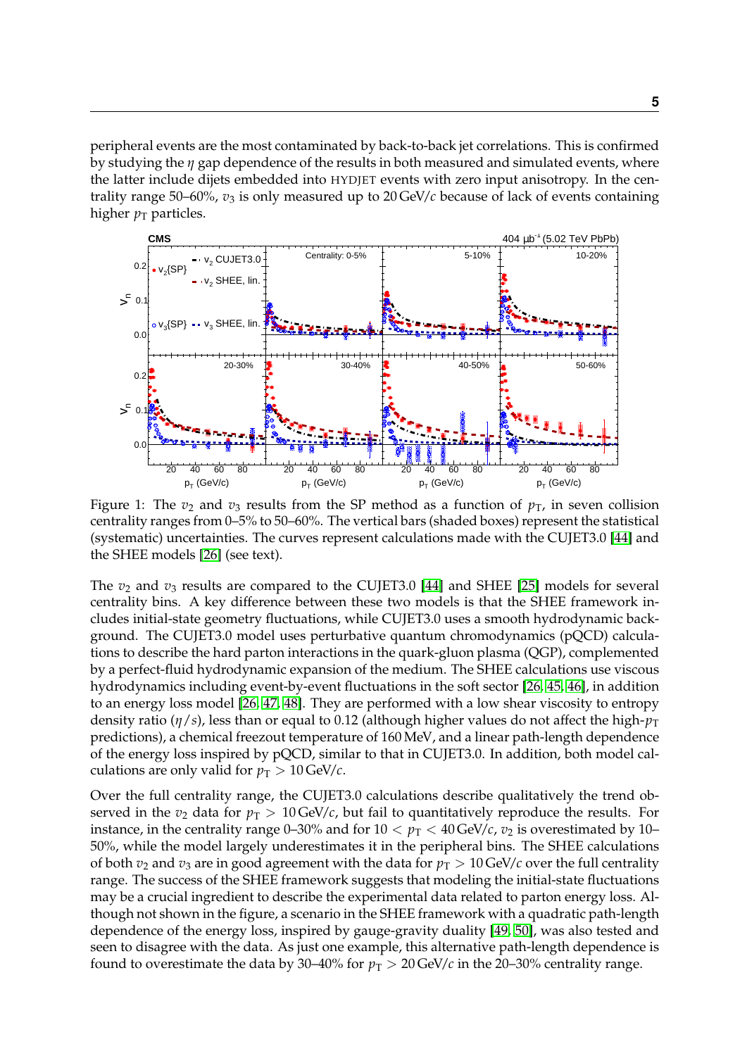peripheral events are the most contaminated by back-to-back jet correlations. This is confirmed by studying the $\eta$ gap dependence of the results in both measured and simulated events, where the latter include dijets embedded into HYDJET events with zero input anisotropy. In the centrality range 50–60%, $v_3$ is only measured up to 20 GeV/$c$ because of lack of events containing higher $p_T$ particles.

Figure 1: The $v_2$ and $v_3$ results from the SP method as a function of $p_T$, in seven collision centrality ranges from 0–5% to 50–60%. The vertical bars (shaded boxes) represent the statistical (systematic) uncertainties. The curves represent calculations made with the CUJET3.0 [44] and the SHEE models [26] (see text).

The $v_2$ and $v_3$ results are compared to the CUJET3.0 [44] and SHEE [25] models for several centrality bins. A key difference between these two models is that the SHEE framework includes initial-state geometry fluctuations, while CUJET3.0 uses a smooth hydrodynamic background. The CUJET3.0 model uses perturbative quantum chromodynamics (pQCD) calculations to describe the hard parton interactions in the quark-gluon plasma (QGP), complemented by a perfect-fluid hydrodynamic expansion of the medium. The SHEE calculations use viscous hydrodynamics including event-by-event fluctuations in the soft sector [26, 45, 46], in addition to an energy loss model [26, 47, 48]. They are performed with a low shear viscosity to entropy density ratio ($\eta/s$), less than or equal to 0.12 (although higher values do not affect the high-$p_T$ predictions), a chemical freezout temperature of 160 MeV, and a linear path-length dependence of the energy loss inspired by pQCD, similar to that in CUJET3.0. In addition, both model calculations are only valid for $p_T > 10$ GeV/$c$.

Over the full centrality range, the CUJET3.0 calculations describe qualitatively the trend observed in the $v_2$ data for $p_T > 10$ GeV/$c$, but fail to quantitatively reproduce the results. For instance, in the centrality range 0–30% and for $10 < p_T < 40$ GeV/$c$, $v_2$ is overestimated by 10–50%, while the model largely underestimates it in the peripheral bins. The SHEE calculations of both $v_2$ and $v_3$ are in good agreement with the data for $p_T > 10$ GeV/$c$ over the full centrality range. The success of the SHEE framework suggests that modeling the initial-state fluctuations may be a crucial ingredient to describe the experimental data related to parton energy loss. Although not shown in the figure, a scenario in the SHEE framework with a quadratic path-length dependence of the energy loss, inspired by gauge-gravity duality [49, 50], was also tested and seen to disagree with the data. As just one example, this alternative path-length dependence is found to overestimate the data by 30–40% for $p_T > 20$ GeV/$c$ in the 20–30% centrality range.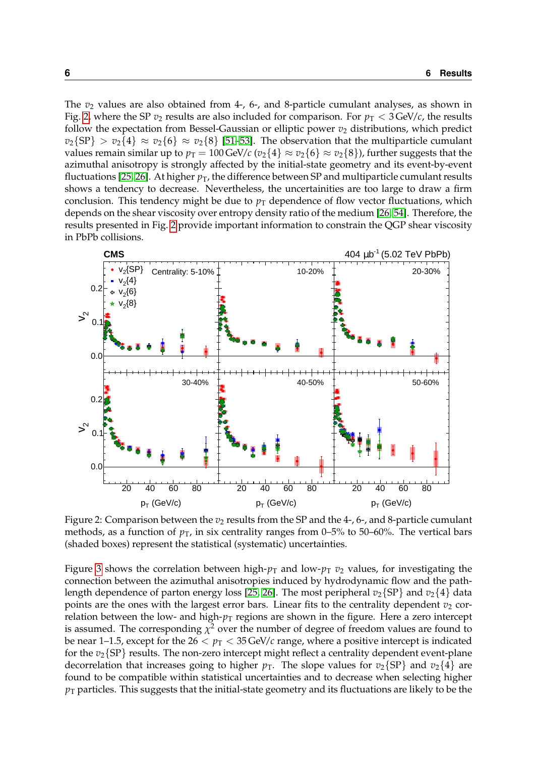The $v_2$ values are also obtained from 4-, 6-, and 8-particle cumulant analyses, as shown in Fig. 2, where the SP $v_2$ results are also included for comparison. For $p_T < 3\,\text{GeV}/c$, the results follow the expectation from Bessel-Gaussian or elliptic power $v_2$ distributions, which predict $v_2\{\text{SP}\} > v_2\{4\} \approx v_2\{6\} \approx v_2\{8\}$ [51–53]. The observation that the multiparticle cumulant values remain similar up to $p_T = 100\,\text{GeV}/c$ ($v_2\{4\} \approx v_2\{6\} \approx v_2\{8\}$), further suggests that the azimuthal anisotropy is strongly affected by the initial-state geometry and its event-by-event fluctuations [25, 26]. At higher $p_T$, the difference between SP and multiparticle cumulant results shows a tendency to decrease. Nevertheless, the uncertainities are too large to draw a firm conclusion. This tendency might be due to $p_T$ dependence of flow vector fluctuations, which depends on the shear viscosity over entropy density ratio of the medium [26, 54]. Therefore, the results presented in Fig. 2 provide important information to constrain the QGP shear viscosity in PbPb collisions.

Figure 2: Comparison between the $v_2$ results from the SP and the 4-, 6-, and 8-particle cumulant methods, as a function of $p_T$, in six centrality ranges from 0–5% to 50–60%. The vertical bars (shaded boxes) represent the statistical (systematic) uncertainties.

Figure 3 shows the correlation between high-$p_T$ and low-$p_T$ $v_2$ values, for investigating the connection between the azimuthal anisotropies induced by hydrodynamic flow and the path-length dependence of parton energy loss [25, 26]. The most peripheral $v_2\{\text{SP}\}$ and $v_2\{4\}$ data points are the ones with the largest error bars. Linear fits to the centrality dependent $v_2$ correlation between the low- and high-$p_T$ regions are shown in the figure. Here a zero intercept is assumed. The corresponding $\chi^2$ over the number of degree of freedom values are found to be near 1–1.5, except for the $26 < p_T < 35\,\text{GeV}/c$ range, where a positive intercept is indicated for the $v_2\{\text{SP}\}$ results. The non-zero intercept might reflect a centrality dependent event-plane decorrelation that increases going to higher $p_T$. The slope values for $v_2\{\text{SP}\}$ and $v_2\{4\}$ are found to be compatible within statistical uncertainties and to decrease when selecting higher $p_T$ particles. This suggests that the initial-state geometry and its fluctuations are likely to be the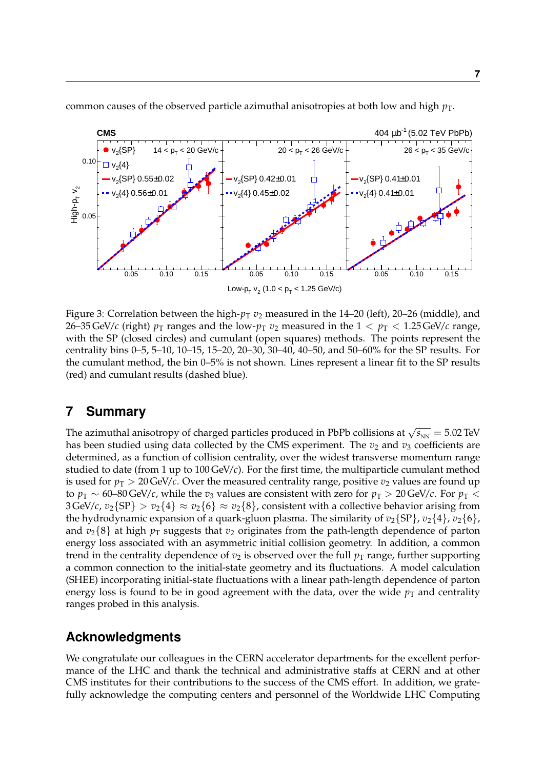common causes of the observed particle azimuthal anisotropies at both low and high $p_T$.

Figure 3: Correlation between the high-$p_T$ $v_2$ measured in the 14–20 (left), 20–26 (middle), and 26–35 GeV/$c$ (right) $p_T$ ranges and the low-$p_T$ $v_2$ measured in the $1 < p_T < 1.25$ GeV/$c$ range, with the SP (closed circles) and cumulant (open squares) methods. The points represent the centrality bins 0–5, 5–10, 10–15, 15–20, 20–30, 30–40, 40–50, and 50–60% for the SP results. For the cumulant method, the bin 0–5% is not shown. Lines represent a linear fit to the SP results (red) and cumulant results (dashed blue).

## 7 Summary

The azimuthal anisotropy of charged particles produced in PbPb collisions at $\sqrt{s_{NN}} = 5.02$ TeV has been studied using data collected by the CMS experiment. The $v_2$ and $v_3$ coefficients are determined, as a function of collision centrality, over the widest transverse momentum range studied to date (from 1 up to 100 GeV/$c$). For the first time, the multiparticle cumulant method is used for $p_T > 20$ GeV/$c$. Over the measured centrality range, positive $v_2$ values are found up to $p_T \sim 60$–80 GeV/$c$, while the $v_3$ values are consistent with zero for $p_T > 20$ GeV/$c$. For $p_T < 3$ GeV/$c$, $v_2\{SP\} > v_2\{4\} \approx v_2\{6\} \approx v_2\{8\}$, consistent with a collective behavior arising from the hydrodynamic expansion of a quark-gluon plasma. The similarity of $v_2\{SP\}$, $v_2\{4\}$, $v_2\{6\}$, and $v_2\{8\}$ at high $p_T$ suggests that $v_2$ originates from the path-length dependence of parton energy loss associated with an asymmetric initial collision geometry. In addition, a common trend in the centrality dependence of $v_2$ is observed over the full $p_T$ range, further supporting a common connection to the initial-state geometry and its fluctuations. A model calculation (SHEE) incorporating initial-state fluctuations with a linear path-length dependence of parton energy loss is found to be in good agreement with the data, over the wide $p_T$ and centrality ranges probed in this analysis.

## Acknowledgments

We congratulate our colleagues in the CERN accelerator departments for the excellent performance of the LHC and thank the technical and administrative staffs at CERN and at other CMS institutes for their contributions to the success of the CMS effort. In addition, we gratefully acknowledge the computing centers and personnel of the Worldwide LHC Computing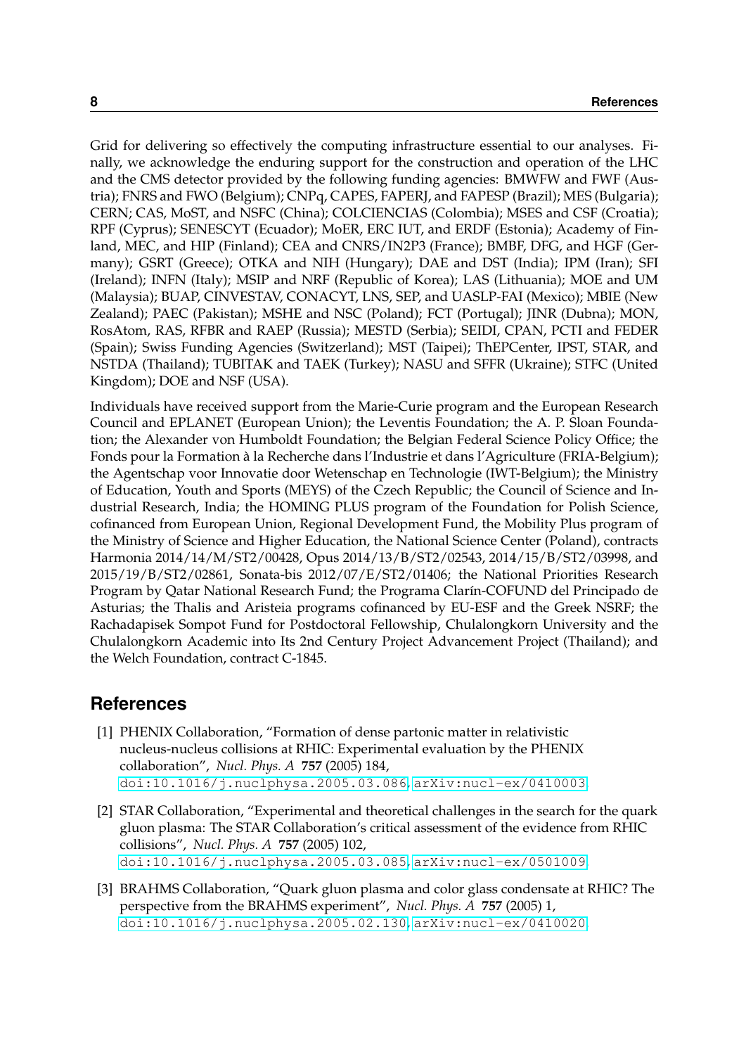Grid for delivering so effectively the computing infrastructure essential to our analyses. Finally, we acknowledge the enduring support for the construction and operation of the LHC and the CMS detector provided by the following funding agencies: BMWFW and FWF (Austria); FNRS and FWO (Belgium); CNPq, CAPES, FAPERJ, and FAPESP (Brazil); MES (Bulgaria); CERN; CAS, MoST, and NSFC (China); COLCIENCIAS (Colombia); MSES and CSF (Croatia); RPF (Cyprus); SENESCYT (Ecuador); MoER, ERC IUT, and ERDF (Estonia); Academy of Finland, MEC, and HIP (Finland); CEA and CNRS/IN2P3 (France); BMBF, DFG, and HGF (Germany); GSRT (Greece); OTKA and NIH (Hungary); DAE and DST (India); IPM (Iran); SFI (Ireland); INFN (Italy); MSIP and NRF (Republic of Korea); LAS (Lithuania); MOE and UM (Malaysia); BUAP, CINVESTAV, CONACYT, LNS, SEP, and UASLP-FAI (Mexico); MBIE (New Zealand); PAEC (Pakistan); MSHE and NSC (Poland); FCT (Portugal); JINR (Dubna); MON, RosAtom, RAS, RFBR and RAEP (Russia); MESTD (Serbia); SEIDI, CPAN, PCTI and FEDER (Spain); Swiss Funding Agencies (Switzerland); MST (Taipei); ThEPCenter, IPST, STAR, and NSTDA (Thailand); TUBITAK and TAEK (Turkey); NASU and SFFR (Ukraine); STFC (United Kingdom); DOE and NSF (USA).

Individuals have received support from the Marie-Curie program and the European Research Council and EPLANET (European Union); the Leventis Foundation; the A. P. Sloan Foundation; the Alexander von Humboldt Foundation; the Belgian Federal Science Policy Office; the Fonds pour la Formation à la Recherche dans l'Industrie et dans l'Agriculture (FRIA-Belgium); the Agentschap voor Innovatie door Wetenschap en Technologie (IWT-Belgium); the Ministry of Education, Youth and Sports (MEYS) of the Czech Republic; the Council of Science and Industrial Research, India; the HOMING PLUS program of the Foundation for Polish Science, cofinanced from European Union, Regional Development Fund, the Mobility Plus program of the Ministry of Science and Higher Education, the National Science Center (Poland), contracts Harmonia 2014/14/M/ST2/00428, Opus 2014/13/B/ST2/02543, 2014/15/B/ST2/03998, and 2015/19/B/ST2/02861, Sonata-bis 2012/07/E/ST2/01406; the National Priorities Research Program by Qatar National Research Fund; the Programa Clarín-COFUND del Principado de Asturias; the Thalis and Aristeia programs cofinanced by EU-ESF and the Greek NSRF; the Rachadapisek Sompot Fund for Postdoctoral Fellowship, Chulalongkorn University and the Chulalongkorn Academic into Its 2nd Century Project Advancement Project (Thailand); and the Welch Foundation, contract C-1845.

## References

[1] PHENIX Collaboration, "Formation of dense partonic matter in relativistic nucleus-nucleus collisions at RHIC: Experimental evaluation by the PHENIX collaboration", *Nucl. Phys. A* **757** (2005) 184, doi:10.1016/j.nuclphysa.2005.03.086, arXiv:nucl-ex/0410003.

[2] STAR Collaboration, "Experimental and theoretical challenges in the search for the quark gluon plasma: The STAR Collaboration's critical assessment of the evidence from RHIC collisions", *Nucl. Phys. A* **757** (2005) 102, doi:10.1016/j.nuclphysa.2005.03.085, arXiv:nucl-ex/0501009.

[3] BRAHMS Collaboration, "Quark gluon plasma and color glass condensate at RHIC? The perspective from the BRAHMS experiment", *Nucl. Phys. A* **757** (2005) 1, doi:10.1016/j.nuclphysa.2005.02.130, arXiv:nucl-ex/0410020.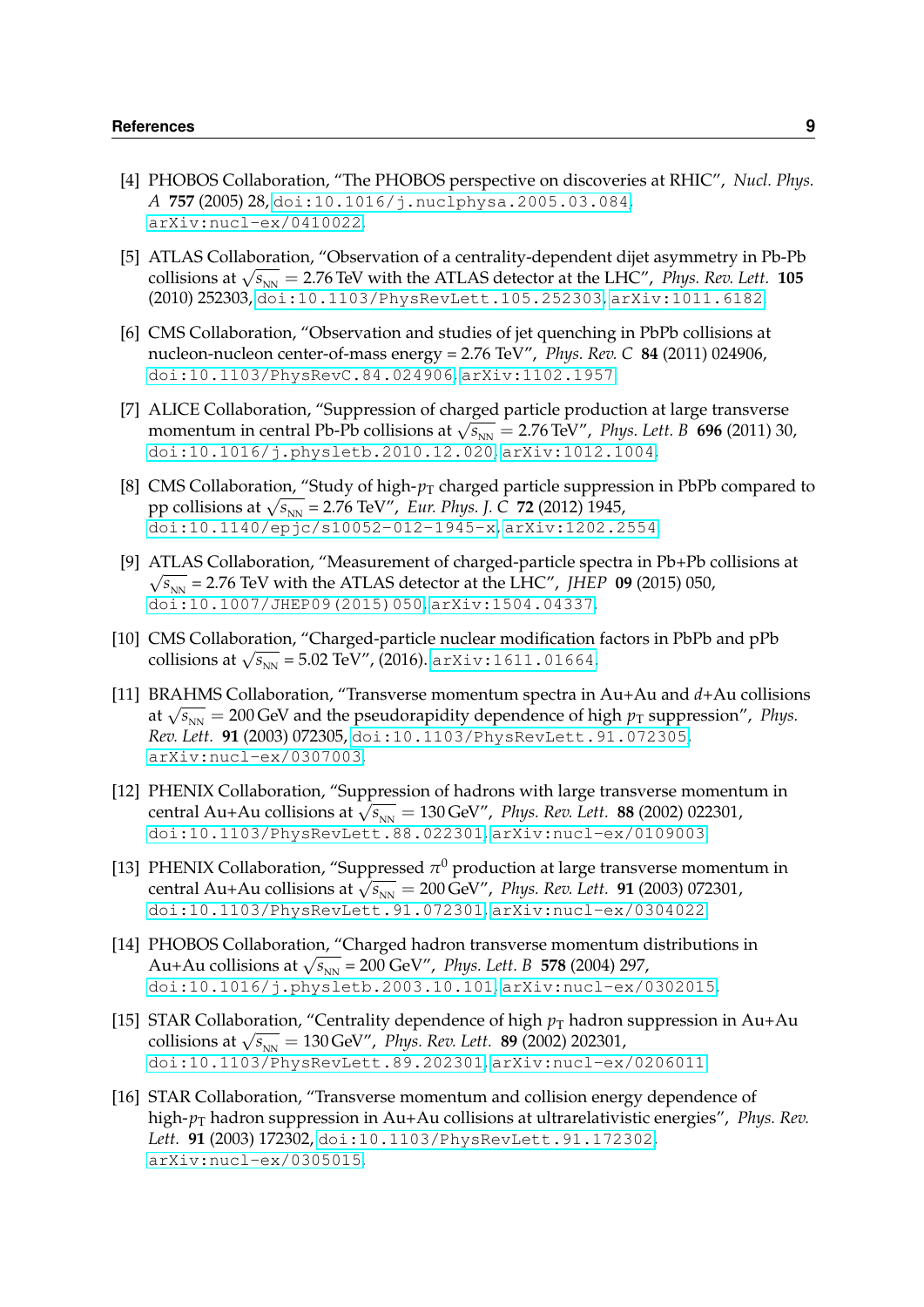[4] PHOBOS Collaboration, “The PHOBOS perspective on discoveries at RHIC”, *Nucl. Phys. A* **757** (2005) 28, doi:10.1016/j.nuclphysa.2005.03.084, arXiv:nucl-ex/0410022.

[5] ATLAS Collaboration, “Observation of a centrality-dependent dijet asymmetry in Pb-Pb collisions at $\sqrt{s_{_{\rm NN}}} = 2.76\,\text{TeV}$ with the ATLAS detector at the LHC”, *Phys. Rev. Lett.* **105** (2010) 252303, doi:10.1103/PhysRevLett.105.252303, arXiv:1011.6182.

[6] CMS Collaboration, “Observation and studies of jet quenching in PbPb collisions at nucleon-nucleon center-of-mass energy = 2.76 TeV”, *Phys. Rev. C* **84** (2011) 024906, doi:10.1103/PhysRevC.84.024906, arXiv:1102.1957.

[7] ALICE Collaboration, “Suppression of charged particle production at large transverse momentum in central Pb-Pb collisions at $\sqrt{s_{_{\rm NN}}} = 2.76\,\text{TeV}$”, *Phys. Lett. B* **696** (2011) 30, doi:10.1016/j.physletb.2010.12.020, arXiv:1012.1004.

[8] CMS Collaboration, “Study of high-$p_{\rm T}$ charged particle suppression in PbPb compared to pp collisions at $\sqrt{s_{_{\rm NN}}}$ = 2.76 TeV”, *Eur. Phys. J. C* **72** (2012) 1945, doi:10.1140/epjc/s10052-012-1945-x, arXiv:1202.2554.

[9] ATLAS Collaboration, “Measurement of charged-particle spectra in Pb+Pb collisions at $\sqrt{s_{_{\rm NN}}}$ = 2.76 TeV with the ATLAS detector at the LHC”, *JHEP* **09** (2015) 050, doi:10.1007/JHEP09(2015)050, arXiv:1504.04337.

[10] CMS Collaboration, “Charged-particle nuclear modification factors in PbPb and pPb collisions at $\sqrt{s_{_{\rm NN}}}$ = 5.02 TeV”, (2016). arXiv:1611.01664.

[11] BRAHMS Collaboration, “Transverse momentum spectra in Au+Au and $d$+Au collisions at $\sqrt{s_{_{\rm NN}}} = 200\,\text{GeV}$ and the pseudorapidity dependence of high $p_{\rm T}$ suppression”, *Phys. Rev. Lett.* **91** (2003) 072305, doi:10.1103/PhysRevLett.91.072305, arXiv:nucl-ex/0307003.

[12] PHENIX Collaboration, “Suppression of hadrons with large transverse momentum in central Au+Au collisions at $\sqrt{s_{_{\rm NN}}} = 130\,\text{GeV}$”, *Phys. Rev. Lett.* **88** (2002) 022301, doi:10.1103/PhysRevLett.88.022301, arXiv:nucl-ex/0109003.

[13] PHENIX Collaboration, “Suppressed $\pi^0$ production at large transverse momentum in central Au+Au collisions at $\sqrt{s_{_{\rm NN}}} = 200\,\text{GeV}$”, *Phys. Rev. Lett.* **91** (2003) 072301, doi:10.1103/PhysRevLett.91.072301, arXiv:nucl-ex/0304022.

[14] PHOBOS Collaboration, “Charged hadron transverse momentum distributions in Au+Au collisions at $\sqrt{s_{_{\rm NN}}}$ = 200 GeV”, *Phys. Lett. B* **578** (2004) 297, doi:10.1016/j.physletb.2003.10.101, arXiv:nucl-ex/0302015.

[15] STAR Collaboration, “Centrality dependence of high $p_{\rm T}$ hadron suppression in Au+Au collisions at $\sqrt{s_{_{\rm NN}}} = 130\,\text{GeV}$”, *Phys. Rev. Lett.* **89** (2002) 202301, doi:10.1103/PhysRevLett.89.202301, arXiv:nucl-ex/0206011.

[16] STAR Collaboration, “Transverse momentum and collision energy dependence of high-$p_{\rm T}$ hadron suppression in Au+Au collisions at ultrarelativistic energies”, *Phys. Rev. Lett.* **91** (2003) 172302, doi:10.1103/PhysRevLett.91.172302, arXiv:nucl-ex/0305015.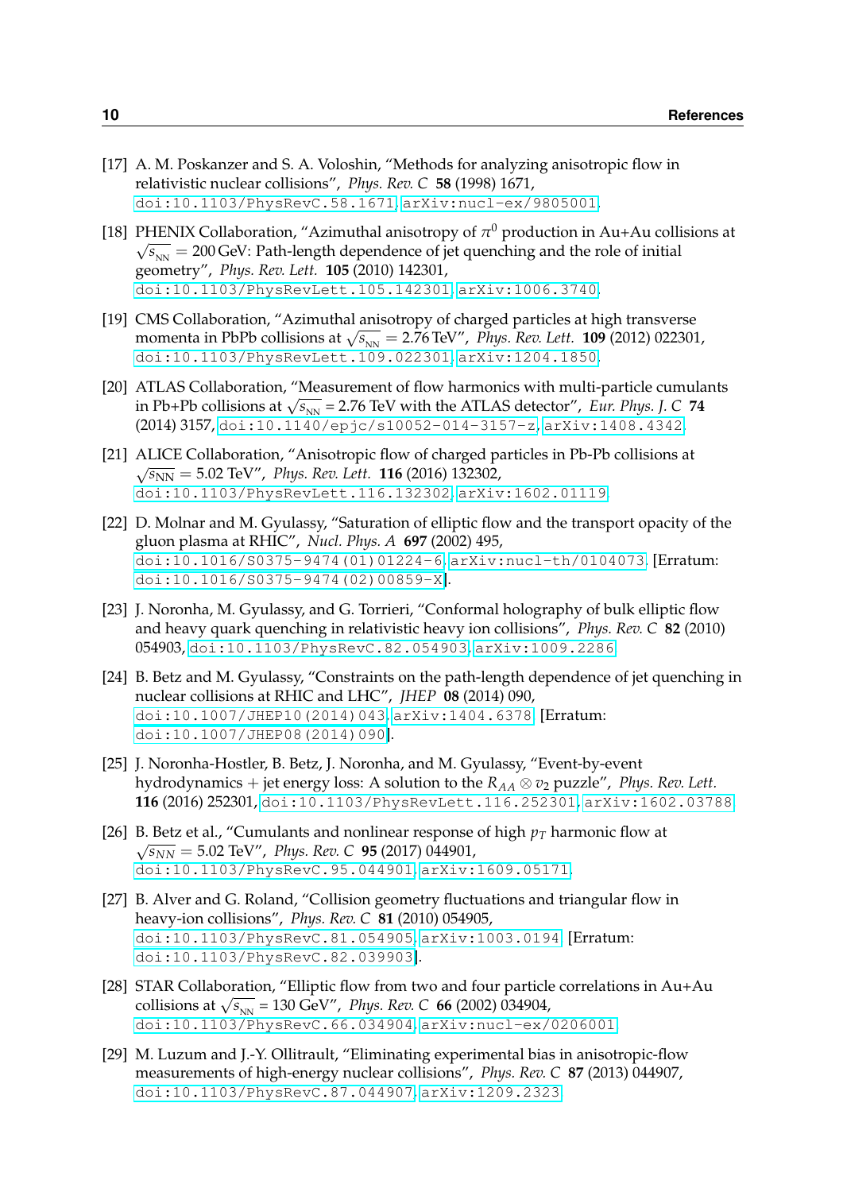[17] A. M. Poskanzer and S. A. Voloshin, "Methods for analyzing anisotropic flow in relativistic nuclear collisions", *Phys. Rev. C* **58** (1998) 1671, doi:10.1103/PhysRevC.58.1671, arXiv:nucl-ex/9805001.

[18] PHENIX Collaboration, "Azimuthal anisotropy of $\pi^0$ production in Au+Au collisions at $\sqrt{s_{_{NN}}} = 200\,\text{GeV}$: Path-length dependence of jet quenching and the role of initial geometry", *Phys. Rev. Lett.* **105** (2010) 142301, doi:10.1103/PhysRevLett.105.142301, arXiv:1006.3740.

[19] CMS Collaboration, "Azimuthal anisotropy of charged particles at high transverse momenta in PbPb collisions at $\sqrt{s_{_{NN}}} = 2.76\,\text{TeV}$", *Phys. Rev. Lett.* **109** (2012) 022301, doi:10.1103/PhysRevLett.109.022301, arXiv:1204.1850.

[20] ATLAS Collaboration, "Measurement of flow harmonics with multi-particle cumulants in Pb+Pb collisions at $\sqrt{s_{_{NN}}} = 2.76$ TeV with the ATLAS detector", *Eur. Phys. J. C* **74** (2014) 3157, doi:10.1140/epjc/s10052-014-3157-z, arXiv:1408.4342.

[21] ALICE Collaboration, "Anisotropic flow of charged particles in Pb-Pb collisions at $\sqrt{s_{\rm NN}} = 5.02$ TeV", *Phys. Rev. Lett.* **116** (2016) 132302, doi:10.1103/PhysRevLett.116.132302, arXiv:1602.01119.

[22] D. Molnar and M. Gyulassy, "Saturation of elliptic flow and the transport opacity of the gluon plasma at RHIC", *Nucl. Phys. A* **697** (2002) 495, doi:10.1016/S0375-9474(01)01224-6, arXiv:nucl-th/0104073. [Erratum: doi:10.1016/S0375-9474(02)00859-X].

[23] J. Noronha, M. Gyulassy, and G. Torrieri, "Conformal holography of bulk elliptic flow and heavy quark quenching in relativistic heavy ion collisions", *Phys. Rev. C* **82** (2010) 054903, doi:10.1103/PhysRevC.82.054903, arXiv:1009.2286.

[24] B. Betz and M. Gyulassy, "Constraints on the path-length dependence of jet quenching in nuclear collisions at RHIC and LHC", *JHEP* **08** (2014) 090, doi:10.1007/JHEP10(2014)043, arXiv:1404.6378. [Erratum: doi:10.1007/JHEP08(2014)090].

[25] J. Noronha-Hostler, B. Betz, J. Noronha, and M. Gyulassy, "Event-by-event hydrodynamics + jet energy loss: A solution to the $R_{AA} \otimes v_2$ puzzle", *Phys. Rev. Lett.* **116** (2016) 252301, doi:10.1103/PhysRevLett.116.252301, arXiv:1602.03788.

[26] B. Betz et al., "Cumulants and nonlinear response of high $p_T$ harmonic flow at $\sqrt{s_{NN}} = 5.02$ TeV", *Phys. Rev. C* **95** (2017) 044901, doi:10.1103/PhysRevC.95.044901, arXiv:1609.05171.

[27] B. Alver and G. Roland, "Collision geometry fluctuations and triangular flow in heavy-ion collisions", *Phys. Rev. C* **81** (2010) 054905, doi:10.1103/PhysRevC.81.054905, arXiv:1003.0194. [Erratum: doi:10.1103/PhysRevC.82.039903].

[28] STAR Collaboration, "Elliptic flow from two and four particle correlations in Au+Au collisions at $\sqrt{s_{_{NN}}} = 130$ GeV", *Phys. Rev. C* **66** (2002) 034904, doi:10.1103/PhysRevC.66.034904, arXiv:nucl-ex/0206001.

[29] M. Luzum and J.-Y. Ollitrault, "Eliminating experimental bias in anisotropic-flow measurements of high-energy nuclear collisions", *Phys. Rev. C* **87** (2013) 044907, doi:10.1103/PhysRevC.87.044907, arXiv:1209.2323.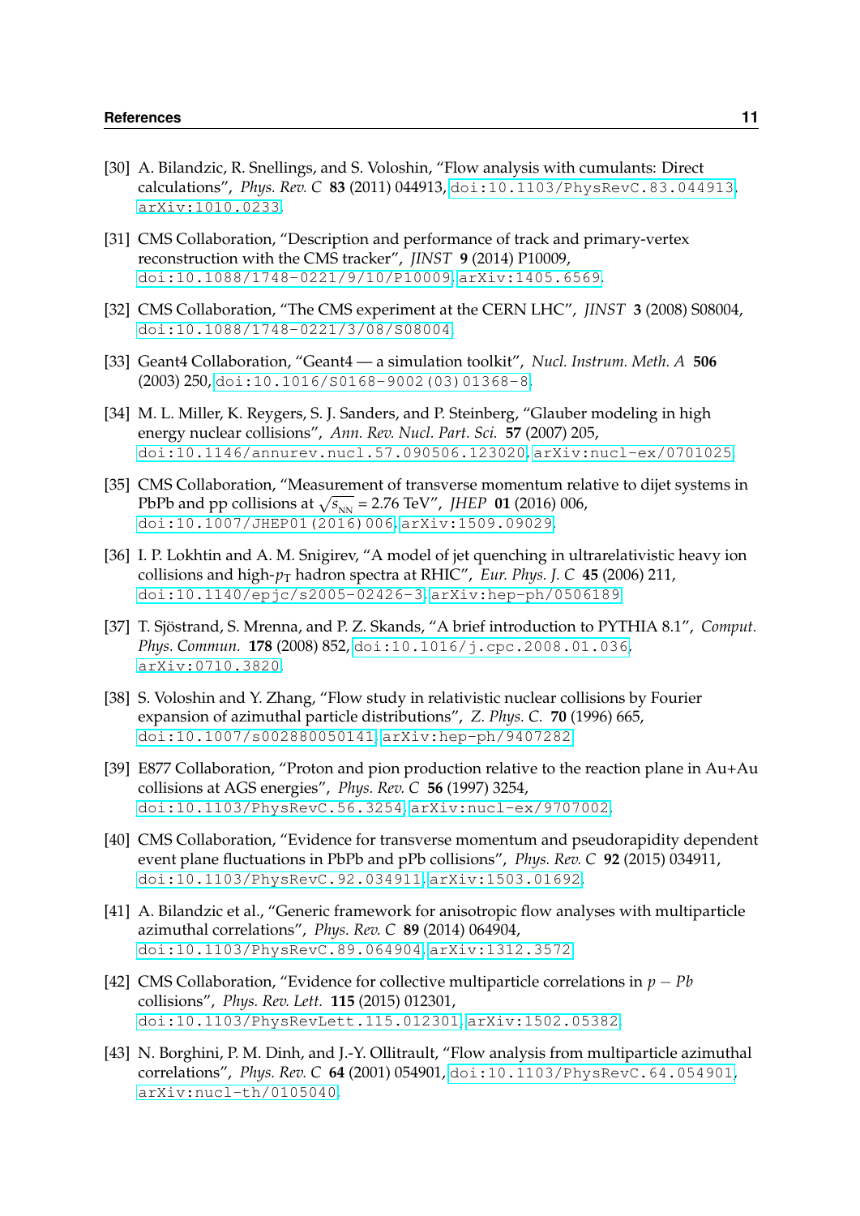[30] A. Bilandzic, R. Snellings, and S. Voloshin, “Flow analysis with cumulants: Direct calculations”, *Phys. Rev. C* **83** (2011) 044913, doi:10.1103/PhysRevC.83.044913, arXiv:1010.0233.

[31] CMS Collaboration, “Description and performance of track and primary-vertex reconstruction with the CMS tracker”, *JINST* **9** (2014) P10009, doi:10.1088/1748-0221/9/10/P10009, arXiv:1405.6569.

[32] CMS Collaboration, “The CMS experiment at the CERN LHC”, *JINST* **3** (2008) S08004, doi:10.1088/1748-0221/3/08/S08004.

[33] Geant4 Collaboration, “Geant4 — a simulation toolkit”, *Nucl. Instrum. Meth. A* **506** (2003) 250, doi:10.1016/S0168-9002(03)01368-8.

[34] M. L. Miller, K. Reygers, S. J. Sanders, and P. Steinberg, “Glauber modeling in high energy nuclear collisions”, *Ann. Rev. Nucl. Part. Sci.* **57** (2007) 205, doi:10.1146/annurev.nucl.57.090506.123020, arXiv:nucl-ex/0701025.

[35] CMS Collaboration, “Measurement of transverse momentum relative to dijet systems in PbPb and pp collisions at $\sqrt{s_{_{\mathrm{NN}}}} = 2.76$ TeV”, *JHEP* **01** (2016) 006, doi:10.1007/JHEP01(2016)006, arXiv:1509.09029.

[36] I. P. Lokhtin and A. M. Snigirev, “A model of jet quenching in ultrarelativistic heavy ion collisions and high-$p_{\mathrm{T}}$ hadron spectra at RHIC”, *Eur. Phys. J. C* **45** (2006) 211, doi:10.1140/epjc/s2005-02426-3, arXiv:hep-ph/0506189.

[37] T. Sjöstrand, S. Mrenna, and P. Z. Skands, “A brief introduction to PYTHIA 8.1”, *Comput. Phys. Commun.* **178** (2008) 852, doi:10.1016/j.cpc.2008.01.036, arXiv:0710.3820.

[38] S. Voloshin and Y. Zhang, “Flow study in relativistic nuclear collisions by Fourier expansion of azimuthal particle distributions”, *Z. Phys. C.* **70** (1996) 665, doi:10.1007/s002880050141, arXiv:hep-ph/9407282.

[39] E877 Collaboration, “Proton and pion production relative to the reaction plane in Au+Au collisions at AGS energies”, *Phys. Rev. C* **56** (1997) 3254, doi:10.1103/PhysRevC.56.3254, arXiv:nucl-ex/9707002.

[40] CMS Collaboration, “Evidence for transverse momentum and pseudorapidity dependent event plane fluctuations in PbPb and pPb collisions”, *Phys. Rev. C* **92** (2015) 034911, doi:10.1103/PhysRevC.92.034911, arXiv:1503.01692.

[41] A. Bilandzic et al., “Generic framework for anisotropic flow analyses with multiparticle azimuthal correlations”, *Phys. Rev. C* **89** (2014) 064904, doi:10.1103/PhysRevC.89.064904, arXiv:1312.3572.

[42] CMS Collaboration, “Evidence for collective multiparticle correlations in $p - Pb$ collisions”, *Phys. Rev. Lett.* **115** (2015) 012301, doi:10.1103/PhysRevLett.115.012301, arXiv:1502.05382.

[43] N. Borghini, P. M. Dinh, and J.-Y. Ollitrault, “Flow analysis from multiparticle azimuthal correlations”, *Phys. Rev. C* **64** (2001) 054901, doi:10.1103/PhysRevC.64.054901, arXiv:nucl-th/0105040.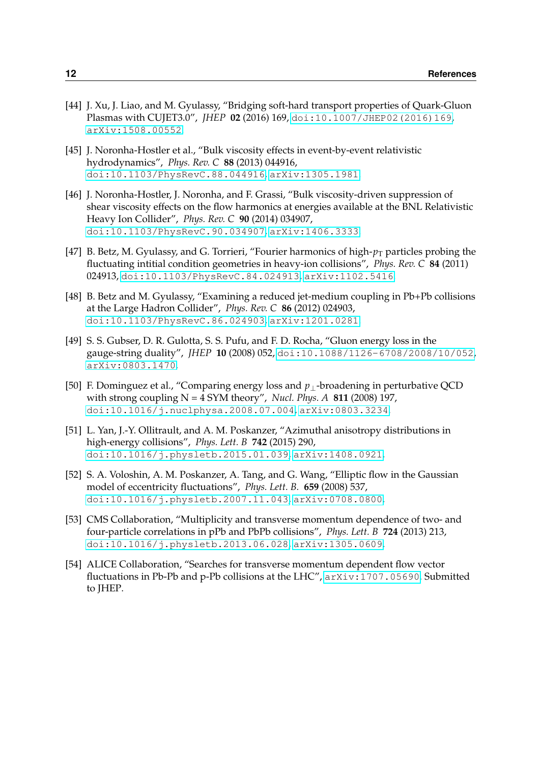[44] J. Xu, J. Liao, and M. Gyulassy, "Bridging soft-hard transport properties of Quark-Gluon Plasmas with CUJET3.0", *JHEP* **02** (2016) 169, doi:10.1007/JHEP02(2016)169, arXiv:1508.00552.

[45] J. Noronha-Hostler et al., "Bulk viscosity effects in event-by-event relativistic hydrodynamics", *Phys. Rev. C* **88** (2013) 044916, doi:10.1103/PhysRevC.88.044916, arXiv:1305.1981.

[46] J. Noronha-Hostler, J. Noronha, and F. Grassi, "Bulk viscosity-driven suppression of shear viscosity effects on the flow harmonics at energies available at the BNL Relativistic Heavy Ion Collider", *Phys. Rev. C* **90** (2014) 034907, doi:10.1103/PhysRevC.90.034907, arXiv:1406.3333.

[47] B. Betz, M. Gyulassy, and G. Torrieri, "Fourier harmonics of high-$p_{\mathrm{T}}$ particles probing the fluctuating intitial condition geometries in heavy-ion collisions", *Phys. Rev. C* **84** (2011) 024913, doi:10.1103/PhysRevC.84.024913, arXiv:1102.5416.

[48] B. Betz and M. Gyulassy, "Examining a reduced jet-medium coupling in Pb+Pb collisions at the Large Hadron Collider", *Phys. Rev. C* **86** (2012) 024903, doi:10.1103/PhysRevC.86.024903, arXiv:1201.0281.

[49] S. S. Gubser, D. R. Gulotta, S. S. Pufu, and F. D. Rocha, "Gluon energy loss in the gauge-string duality", *JHEP* **10** (2008) 052, doi:10.1088/1126-6708/2008/10/052, arXiv:0803.1470.

[50] F. Dominguez et al., "Comparing energy loss and $p_\perp$-broadening in perturbative QCD with strong coupling N = 4 SYM theory", *Nucl. Phys. A* **811** (2008) 197, doi:10.1016/j.nuclphysa.2008.07.004, arXiv:0803.3234.

[51] L. Yan, J.-Y. Ollitrault, and A. M. Poskanzer, "Azimuthal anisotropy distributions in high-energy collisions", *Phys. Lett. B* **742** (2015) 290, doi:10.1016/j.physletb.2015.01.039, arXiv:1408.0921.

[52] S. A. Voloshin, A. M. Poskanzer, A. Tang, and G. Wang, "Elliptic flow in the Gaussian model of eccentricity fluctuations", *Phys. Lett. B.* **659** (2008) 537, doi:10.1016/j.physletb.2007.11.043, arXiv:0708.0800.

[53] CMS Collaboration, "Multiplicity and transverse momentum dependence of two- and four-particle correlations in pPb and PbPb collisions", *Phys. Lett. B* **724** (2013) 213, doi:10.1016/j.physletb.2013.06.028, arXiv:1305.0609.

[54] ALICE Collaboration, "Searches for transverse momentum dependent flow vector fluctuations in Pb-Pb and p-Pb collisions at the LHC", arXiv:1707.05690. Submitted to JHEP.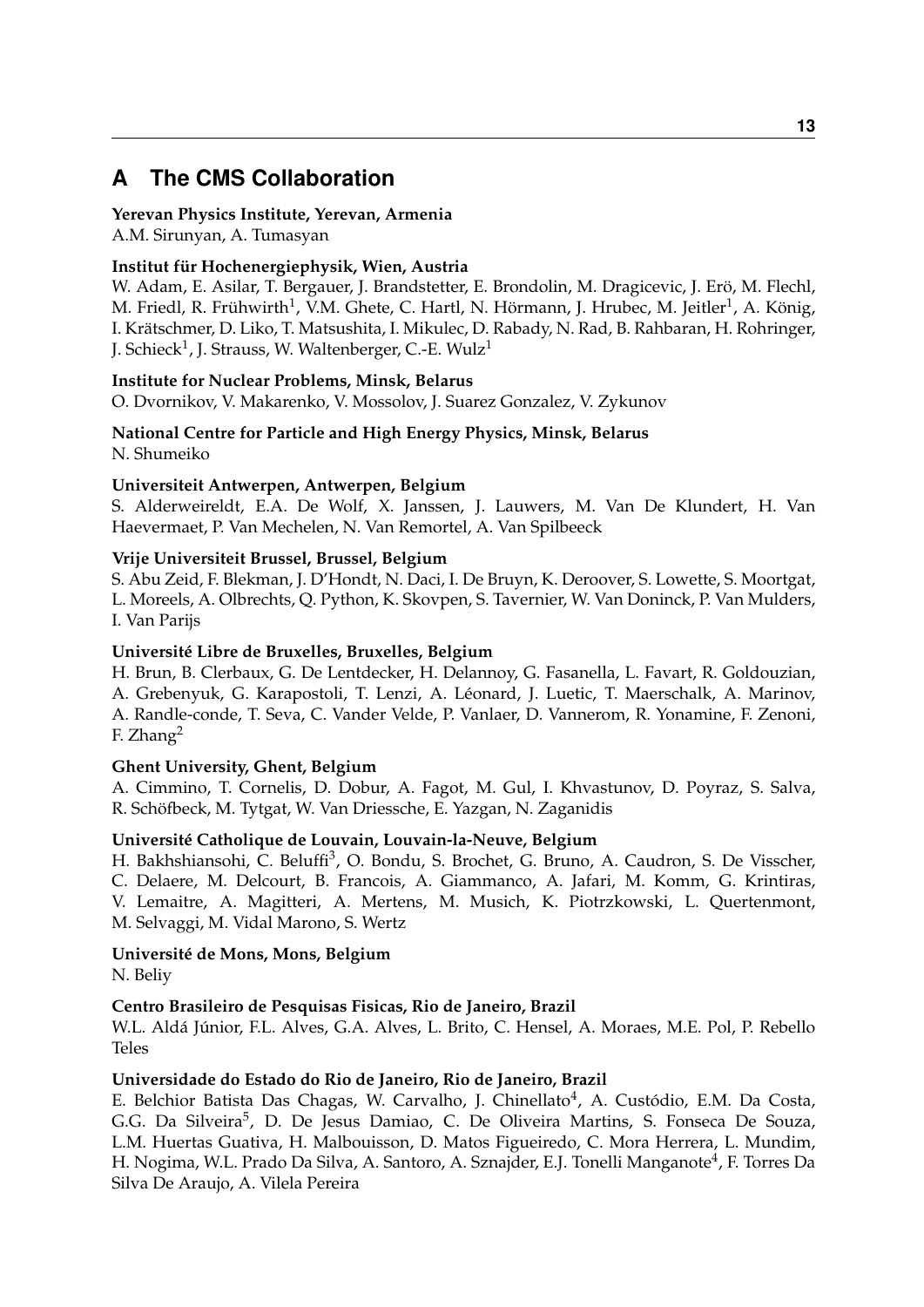## A The CMS Collaboration

**Yerevan Physics Institute, Yerevan, Armenia**
A.M. Sirunyan, A. Tumasyan

**Institut für Hochenergiephysik, Wien, Austria**
W. Adam, E. Asilar, T. Bergauer, J. Brandstetter, E. Brondolin, M. Dragicevic, J. Erö, M. Flechl, M. Friedl, R. Frühwirth[1], V.M. Ghete, C. Hartl, N. Hörmann, J. Hrubec, M. Jeitler[1], A. König, I. Krätschmer, D. Liko, T. Matsushita, I. Mikulec, D. Rabady, N. Rad, B. Rahbaran, H. Rohringer, J. Schieck[1], J. Strauss, W. Waltenberger, C.-E. Wulz[1]

**Institute for Nuclear Problems, Minsk, Belarus**
O. Dvornikov, V. Makarenko, V. Mossolov, J. Suarez Gonzalez, V. Zykunov

**National Centre for Particle and High Energy Physics, Minsk, Belarus**
N. Shumeiko

**Universiteit Antwerpen, Antwerpen, Belgium**
S. Alderweireldt, E.A. De Wolf, X. Janssen, J. Lauwers, M. Van De Klundert, H. Van Haevermaet, P. Van Mechelen, N. Van Remortel, A. Van Spilbeeck

**Vrije Universiteit Brussel, Brussel, Belgium**
S. Abu Zeid, F. Blekman, J. D'Hondt, N. Daci, I. De Bruyn, K. Deroover, S. Lowette, S. Moortgat, L. Moreels, A. Olbrechts, Q. Python, K. Skovpen, S. Tavernier, W. Van Doninck, P. Van Mulders, I. Van Parijs

**Université Libre de Bruxelles, Bruxelles, Belgium**
H. Brun, B. Clerbaux, G. De Lentdecker, H. Delannoy, G. Fasanella, L. Favart, R. Goldouzian, A. Grebenyuk, G. Karapostoli, T. Lenzi, A. Léonard, J. Luetic, T. Maerschalk, A. Marinov, A. Randle-conde, T. Seva, C. Vander Velde, P. Vanlaer, D. Vannerom, R. Yonamine, F. Zenoni, F. Zhang[2]

**Ghent University, Ghent, Belgium**
A. Cimmino, T. Cornelis, D. Dobur, A. Fagot, M. Gul, I. Khvastunov, D. Poyraz, S. Salva, R. Schöfbeck, M. Tytgat, W. Van Driessche, E. Yazgan, N. Zaganidis

**Université Catholique de Louvain, Louvain-la-Neuve, Belgium**
H. Bakhshiansohi, C. Beluffi[3], O. Bondu, S. Brochet, G. Bruno, A. Caudron, S. De Visscher, C. Delaere, M. Delcourt, B. Francois, A. Giammanco, A. Jafari, M. Komm, G. Krintiras, V. Lemaitre, A. Magitteri, A. Mertens, M. Musich, K. Piotrzkowski, L. Quertenmont, M. Selvaggi, M. Vidal Marono, S. Wertz

**Université de Mons, Mons, Belgium**
N. Beliy

**Centro Brasileiro de Pesquisas Fisicas, Rio de Janeiro, Brazil**
W.L. Aldá Júnior, F.L. Alves, G.A. Alves, L. Brito, C. Hensel, A. Moraes, M.E. Pol, P. Rebello Teles

**Universidade do Estado do Rio de Janeiro, Rio de Janeiro, Brazil**
E. Belchior Batista Das Chagas, W. Carvalho, J. Chinellato[4], A. Custódio, E.M. Da Costa, G.G. Da Silveira[5], D. De Jesus Damiao, C. De Oliveira Martins, S. Fonseca De Souza, L.M. Huertas Guativa, H. Malbouisson, D. Matos Figueiredo, C. Mora Herrera, L. Mundim, H. Nogima, W.L. Prado Da Silva, A. Santoro, A. Sznajder, E.J. Tonelli Manganote[4], F. Torres Da Silva De Araujo, A. Vilela Pereira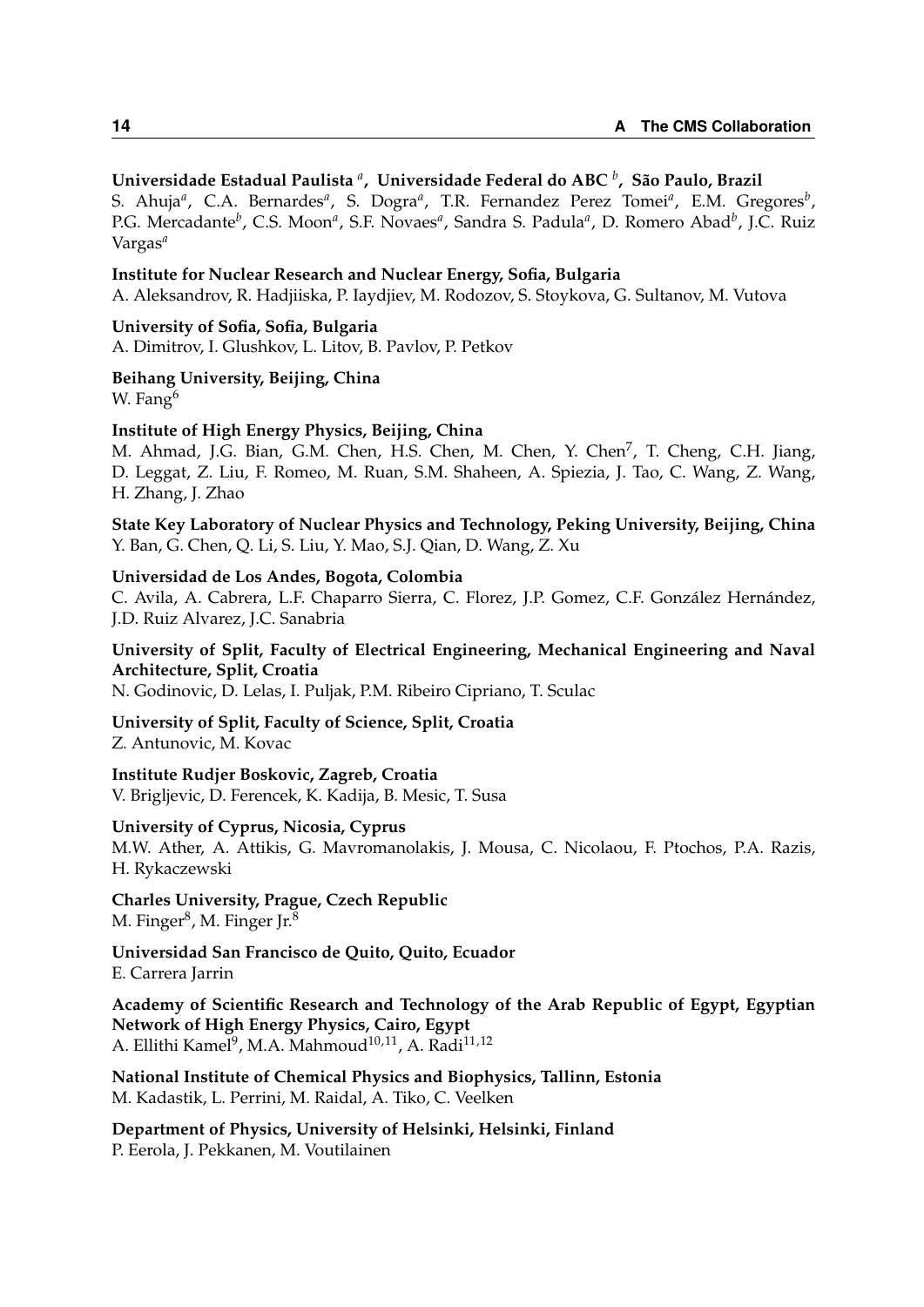**Universidade Estadual Paulista** [a]**, Universidade Federal do ABC** [b]**, São Paulo, Brazil**
S. Ahuja[a], C.A. Bernardes[a], S. Dogra[a], T.R. Fernandez Perez Tomei[a], E.M. Gregores[b], P.G. Mercadante[b], C.S. Moon[a], S.F. Novaes[a], Sandra S. Padula[a], D. Romero Abad[b], J.C. Ruiz Vargas[a]

**Institute for Nuclear Research and Nuclear Energy, Sofia, Bulgaria**
A. Aleksandrov, R. Hadjiiska, P. Iaydjiev, M. Rodozov, S. Stoykova, G. Sultanov, M. Vutova

**University of Sofia, Sofia, Bulgaria**
A. Dimitrov, I. Glushkov, L. Litov, B. Pavlov, P. Petkov

**Beihang University, Beijing, China**
W. Fang[6]

**Institute of High Energy Physics, Beijing, China**
M. Ahmad, J.G. Bian, G.M. Chen, H.S. Chen, M. Chen, Y. Chen[7], T. Cheng, C.H. Jiang, D. Leggat, Z. Liu, F. Romeo, M. Ruan, S.M. Shaheen, A. Spiezia, J. Tao, C. Wang, Z. Wang, H. Zhang, J. Zhao

**State Key Laboratory of Nuclear Physics and Technology, Peking University, Beijing, China**
Y. Ban, G. Chen, Q. Li, S. Liu, Y. Mao, S.J. Qian, D. Wang, Z. Xu

**Universidad de Los Andes, Bogota, Colombia**
C. Avila, A. Cabrera, L.F. Chaparro Sierra, C. Florez, J.P. Gomez, C.F. González Hernández, J.D. Ruiz Alvarez, J.C. Sanabria

**University of Split, Faculty of Electrical Engineering, Mechanical Engineering and Naval Architecture, Split, Croatia**
N. Godinovic, D. Lelas, I. Puljak, P.M. Ribeiro Cipriano, T. Sculac

**University of Split, Faculty of Science, Split, Croatia**
Z. Antunovic, M. Kovac

**Institute Rudjer Boskovic, Zagreb, Croatia**
V. Brigljevic, D. Ferencek, K. Kadija, B. Mesic, T. Susa

**University of Cyprus, Nicosia, Cyprus**
M.W. Ather, A. Attikis, G. Mavromanolakis, J. Mousa, C. Nicolaou, F. Ptochos, P.A. Razis, H. Rykaczewski

**Charles University, Prague, Czech Republic**
M. Finger[8], M. Finger Jr.[8]

**Universidad San Francisco de Quito, Quito, Ecuador**
E. Carrera Jarrin

**Academy of Scientific Research and Technology of the Arab Republic of Egypt, Egyptian Network of High Energy Physics, Cairo, Egypt**
A. Ellithi Kamel[9], M.A. Mahmoud[10,11], A. Radi[11,12]

**National Institute of Chemical Physics and Biophysics, Tallinn, Estonia**
M. Kadastik, L. Perrini, M. Raidal, A. Tiko, C. Veelken

**Department of Physics, University of Helsinki, Helsinki, Finland**
P. Eerola, J. Pekkanen, M. Voutilainen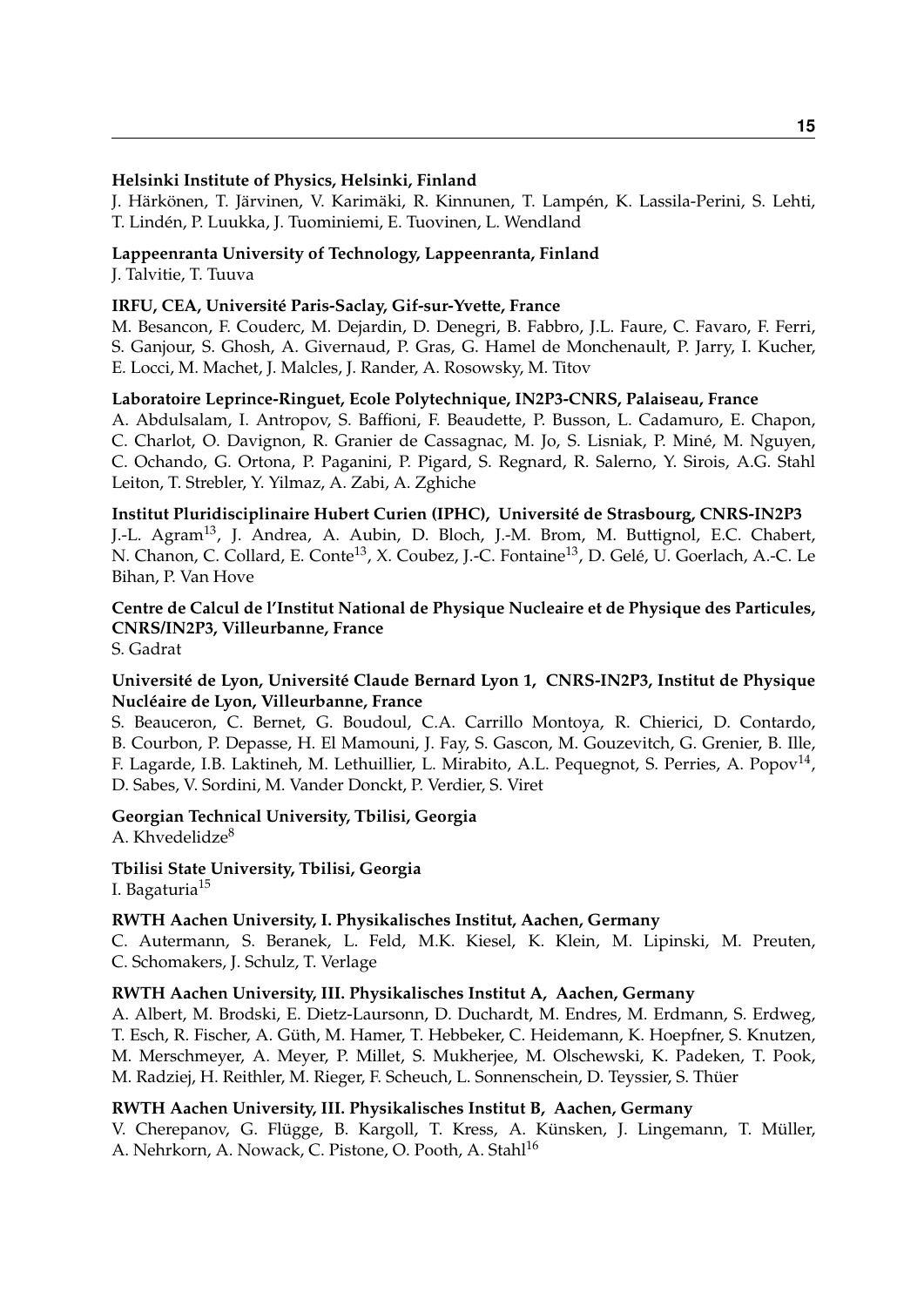**Helsinki Institute of Physics, Helsinki, Finland**
J. Härkönen, T. Järvinen, V. Karimäki, R. Kinnunen, T. Lampén, K. Lassila-Perini, S. Lehti, T. Lindén, P. Luukka, J. Tuominiemi, E. Tuovinen, L. Wendland

**Lappeenranta University of Technology, Lappeenranta, Finland**
J. Talvitie, T. Tuuva

**IRFU, CEA, Université Paris-Saclay, Gif-sur-Yvette, France**
M. Besancon, F. Couderc, M. Dejardin, D. Denegri, B. Fabbro, J.L. Faure, C. Favaro, F. Ferri, S. Ganjour, S. Ghosh, A. Givernaud, P. Gras, G. Hamel de Monchenault, P. Jarry, I. Kucher, E. Locci, M. Machet, J. Malcles, J. Rander, A. Rosowsky, M. Titov

**Laboratoire Leprince-Ringuet, Ecole Polytechnique, IN2P3-CNRS, Palaiseau, France**
A. Abdulsalam, I. Antropov, S. Baffioni, F. Beaudette, P. Busson, L. Cadamuro, E. Chapon, C. Charlot, O. Davignon, R. Granier de Cassagnac, M. Jo, S. Lisniak, P. Miné, M. Nguyen, C. Ochando, G. Ortona, P. Paganini, P. Pigard, S. Regnard, R. Salerno, Y. Sirois, A.G. Stahl Leiton, T. Strebler, Y. Yilmaz, A. Zabi, A. Zghiche

**Institut Pluridisciplinaire Hubert Curien (IPHC), Université de Strasbourg, CNRS-IN2P3**
J.-L. Agram[13], J. Andrea, A. Aubin, D. Bloch, J.-M. Brom, M. Buttignol, E.C. Chabert, N. Chanon, C. Collard, E. Conte[13], X. Coubez, J.-C. Fontaine[13], D. Gelé, U. Goerlach, A.-C. Le Bihan, P. Van Hove

**Centre de Calcul de l'Institut National de Physique Nucleaire et de Physique des Particules, CNRS/IN2P3, Villeurbanne, France**
S. Gadrat

**Université de Lyon, Université Claude Bernard Lyon 1, CNRS-IN2P3, Institut de Physique Nucléaire de Lyon, Villeurbanne, France**
S. Beauceron, C. Bernet, G. Boudoul, C.A. Carrillo Montoya, R. Chierici, D. Contardo, B. Courbon, P. Depasse, H. El Mamouni, J. Fay, S. Gascon, M. Gouzevitch, G. Grenier, B. Ille, F. Lagarde, I.B. Laktineh, M. Lethuillier, L. Mirabito, A.L. Pequegnot, S. Perries, A. Popov[14], D. Sabes, V. Sordini, M. Vander Donckt, P. Verdier, S. Viret

**Georgian Technical University, Tbilisi, Georgia**
A. Khvedelidze[8]

**Tbilisi State University, Tbilisi, Georgia**
I. Bagaturia[15]

**RWTH Aachen University, I. Physikalisches Institut, Aachen, Germany**
C. Autermann, S. Beranek, L. Feld, M.K. Kiesel, K. Klein, M. Lipinski, M. Preuten, C. Schomakers, J. Schulz, T. Verlage

**RWTH Aachen University, III. Physikalisches Institut A, Aachen, Germany**
A. Albert, M. Brodski, E. Dietz-Laursonn, D. Duchardt, M. Endres, M. Erdmann, S. Erdweg, T. Esch, R. Fischer, A. Güth, M. Hamer, T. Hebbeker, C. Heidemann, K. Hoepfner, S. Knutzen, M. Merschmeyer, A. Meyer, P. Millet, S. Mukherjee, M. Olschewski, K. Padeken, T. Pook, M. Radziej, H. Reithler, M. Rieger, F. Scheuch, L. Sonnenschein, D. Teyssier, S. Thüer

**RWTH Aachen University, III. Physikalisches Institut B, Aachen, Germany**
V. Cherepanov, G. Flügge, B. Kargoll, T. Kress, A. Künsken, J. Lingemann, T. Müller, A. Nehrkorn, A. Nowack, C. Pistone, O. Pooth, A. Stahl[16]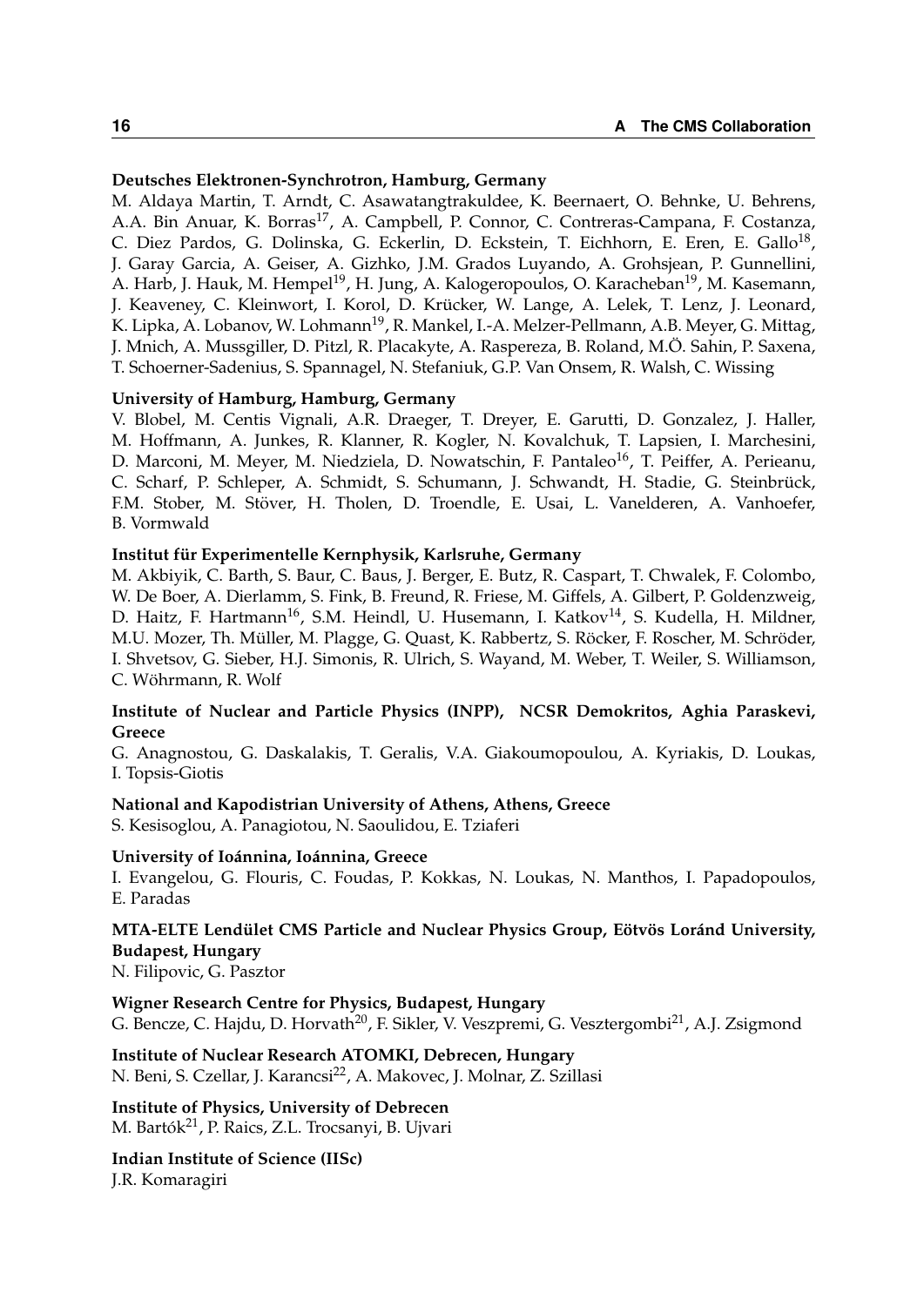**Deutsches Elektronen-Synchrotron, Hamburg, Germany**
M. Aldaya Martin, T. Arndt, C. Asawatangtrakuldee, K. Beernaert, O. Behnke, U. Behrens, A.A. Bin Anuar, K. Borras[17], A. Campbell, P. Connor, C. Contreras-Campana, F. Costanza, C. Diez Pardos, G. Dolinska, G. Eckerlin, D. Eckstein, T. Eichhorn, E. Eren, E. Gallo[18], J. Garay Garcia, A. Geiser, A. Gizhko, J.M. Grados Luyando, A. Grohsjean, P. Gunnellini, A. Harb, J. Hauk, M. Hempel[19], H. Jung, A. Kalogeropoulos, O. Karacheban[19], M. Kasemann, J. Keaveney, C. Kleinwort, I. Korol, D. Krücker, W. Lange, A. Lelek, T. Lenz, J. Leonard, K. Lipka, A. Lobanov, W. Lohmann[19], R. Mankel, I.-A. Melzer-Pellmann, A.B. Meyer, G. Mittag, J. Mnich, A. Mussgiller, D. Pitzl, R. Placakyte, A. Raspereza, B. Roland, M.Ö. Sahin, P. Saxena, T. Schoerner-Sadenius, S. Spannagel, N. Stefaniuk, G.P. Van Onsem, R. Walsh, C. Wissing

**University of Hamburg, Hamburg, Germany**
V. Blobel, M. Centis Vignali, A.R. Draeger, T. Dreyer, E. Garutti, D. Gonzalez, J. Haller, M. Hoffmann, A. Junkes, R. Klanner, R. Kogler, N. Kovalchuk, T. Lapsien, I. Marchesini, D. Marconi, M. Meyer, M. Niedziela, D. Nowatschin, F. Pantaleo[16], T. Peiffer, A. Perieanu, C. Scharf, P. Schleper, A. Schmidt, S. Schumann, J. Schwandt, H. Stadie, G. Steinbrück, F.M. Stober, M. Stöver, H. Tholen, D. Troendle, E. Usai, L. Vanelderen, A. Vanhoefer, B. Vormwald

**Institut für Experimentelle Kernphysik, Karlsruhe, Germany**
M. Akbiyik, C. Barth, S. Baur, C. Baus, J. Berger, E. Butz, R. Caspart, T. Chwalek, F. Colombo, W. De Boer, A. Dierlamm, S. Fink, B. Freund, R. Friese, M. Giffels, A. Gilbert, P. Goldenzweig, D. Haitz, F. Hartmann[16], S.M. Heindl, U. Husemann, I. Katkov[14], S. Kudella, H. Mildner, M.U. Mozer, Th. Müller, M. Plagge, G. Quast, K. Rabbertz, S. Röcker, F. Roscher, M. Schröder, I. Shvetsov, G. Sieber, H.J. Simonis, R. Ulrich, S. Wayand, M. Weber, T. Weiler, S. Williamson, C. Wöhrmann, R. Wolf

**Institute of Nuclear and Particle Physics (INPP), NCSR Demokritos, Aghia Paraskevi, Greece**
G. Anagnostou, G. Daskalakis, T. Geralis, V.A. Giakoumopoulou, A. Kyriakis, D. Loukas, I. Topsis-Giotis

**National and Kapodistrian University of Athens, Athens, Greece**
S. Kesisoglou, A. Panagiotou, N. Saoulidou, E. Tziaferi

**University of Ioánnina, Ioánnina, Greece**
I. Evangelou, G. Flouris, C. Foudas, P. Kokkas, N. Loukas, N. Manthos, I. Papadopoulos, E. Paradas

**MTA-ELTE Lendület CMS Particle and Nuclear Physics Group, Eötvös Loránd University, Budapest, Hungary**
N. Filipovic, G. Pasztor

**Wigner Research Centre for Physics, Budapest, Hungary**
G. Bencze, C. Hajdu, D. Horvath[20], F. Sikler, V. Veszpremi, G. Vesztergombi[21], A.J. Zsigmond

**Institute of Nuclear Research ATOMKI, Debrecen, Hungary**
N. Beni, S. Czellar, J. Karancsi[22], A. Makovec, J. Molnar, Z. Szillasi

**Institute of Physics, University of Debrecen**
M. Bartók[21], P. Raics, Z.L. Trocsanyi, B. Ujvari

**Indian Institute of Science (IISc)**
J.R. Komaragiri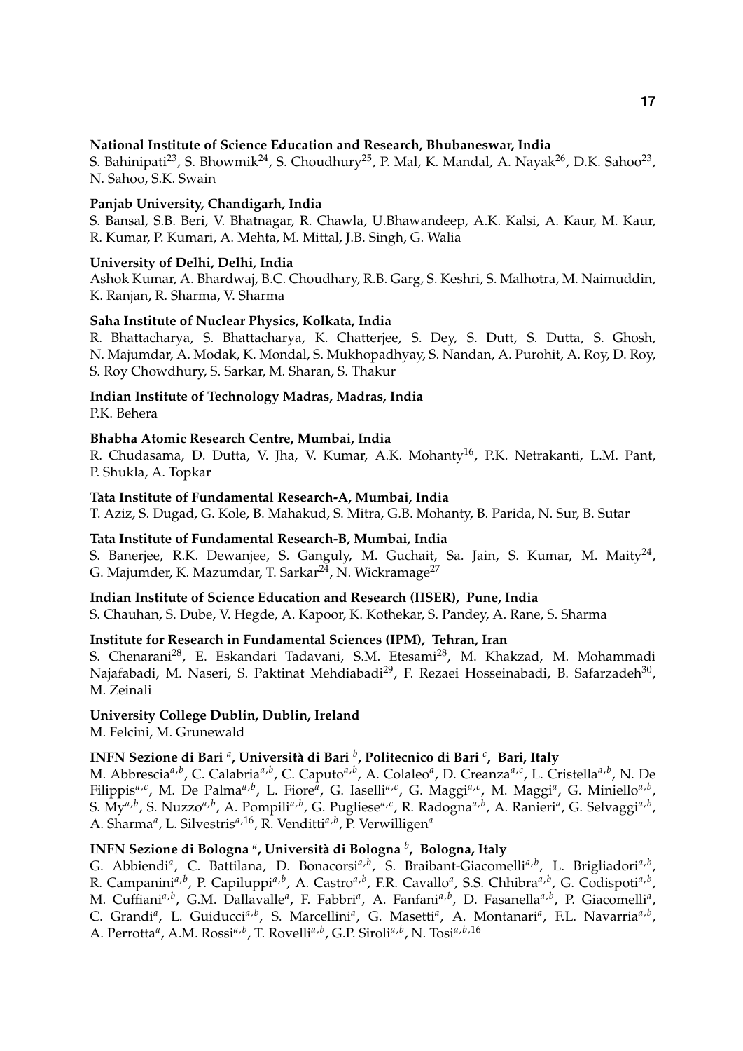**National Institute of Science Education and Research, Bhubaneswar, India**
S. Bahinipati[23], S. Bhowmik[24], S. Choudhury[25], P. Mal, K. Mandal, A. Nayak[26], D.K. Sahoo[23], N. Sahoo, S.K. Swain

**Panjab University, Chandigarh, India**
S. Bansal, S.B. Beri, V. Bhatnagar, R. Chawla, U.Bhawandeep, A.K. Kalsi, A. Kaur, M. Kaur, R. Kumar, P. Kumari, A. Mehta, M. Mittal, J.B. Singh, G. Walia

**University of Delhi, Delhi, India**
Ashok Kumar, A. Bhardwaj, B.C. Choudhary, R.B. Garg, S. Keshri, S. Malhotra, M. Naimuddin, K. Ranjan, R. Sharma, V. Sharma

**Saha Institute of Nuclear Physics, Kolkata, India**
R. Bhattacharya, S. Bhattacharya, K. Chatterjee, S. Dey, S. Dutt, S. Dutta, S. Ghosh, N. Majumdar, A. Modak, K. Mondal, S. Mukhopadhyay, S. Nandan, A. Purohit, A. Roy, D. Roy, S. Roy Chowdhury, S. Sarkar, M. Sharan, S. Thakur

**Indian Institute of Technology Madras, Madras, India**
P.K. Behera

**Bhabha Atomic Research Centre, Mumbai, India**
R. Chudasama, D. Dutta, V. Jha, V. Kumar, A.K. Mohanty[16], P.K. Netrakanti, L.M. Pant, P. Shukla, A. Topkar

**Tata Institute of Fundamental Research-A, Mumbai, India**
T. Aziz, S. Dugad, G. Kole, B. Mahakud, S. Mitra, G.B. Mohanty, B. Parida, N. Sur, B. Sutar

**Tata Institute of Fundamental Research-B, Mumbai, India**
S. Banerjee, R.K. Dewanjee, S. Ganguly, M. Guchait, Sa. Jain, S. Kumar, M. Maity[24], G. Majumder, K. Mazumdar, T. Sarkar[24], N. Wickramage[27]

**Indian Institute of Science Education and Research (IISER), Pune, India**
S. Chauhan, S. Dube, V. Hegde, A. Kapoor, K. Kothekar, S. Pandey, A. Rane, S. Sharma

**Institute for Research in Fundamental Sciences (IPM), Tehran, Iran**
S. Chenarani[28], E. Eskandari Tadavani, S.M. Etesami[28], M. Khakzad, M. Mohammadi Najafabadi, M. Naseri, S. Paktinat Mehdiabadi[29], F. Rezaei Hosseinabadi, B. Safarzadeh[30], M. Zeinali

**University College Dublin, Dublin, Ireland**
M. Felcini, M. Grunewald

**INFN Sezione di Bari [a], Università di Bari [b], Politecnico di Bari [c], Bari, Italy**
M. Abbrescia[a,b], C. Calabria[a,b], C. Caputo[a,b], A. Colaleo[a], D. Creanza[a,c], L. Cristella[a,b], N. De Filippis[a,c], M. De Palma[a,b], L. Fiore[a], G. Iaselli[a,c], G. Maggi[a,c], M. Maggi[a], G. Miniello[a,b], S. My[a,b], S. Nuzzo[a,b], A. Pompili[a,b], G. Pugliese[a,c], R. Radogna[a,b], A. Ranieri[a], G. Selvaggi[a,b], A. Sharma[a], L. Silvestris[a,16], R. Venditti[a,b], P. Verwilligen[a]

**INFN Sezione di Bologna [a], Università di Bologna [b], Bologna, Italy**
G. Abbiendi[a], C. Battilana, D. Bonacorsi[a,b], S. Braibant-Giacomelli[a,b], L. Brigliadori[a,b], R. Campanini[a,b], P. Capiluppi[a,b], A. Castro[a,b], F.R. Cavallo[a], S.S. Chhibra[a,b], G. Codispoti[a,b], M. Cuffiani[a,b], G.M. Dallavalle[a], F. Fabbri[a], A. Fanfani[a,b], D. Fasanella[a,b], P. Giacomelli[a], C. Grandi[a], L. Guiducci[a,b], S. Marcellini[a], G. Masetti[a], A. Montanari[a], F.L. Navarria[a,b], A. Perrotta[a], A.M. Rossi[a,b], T. Rovelli[a,b], G.P. Siroli[a,b], N. Tosi[a,b,16]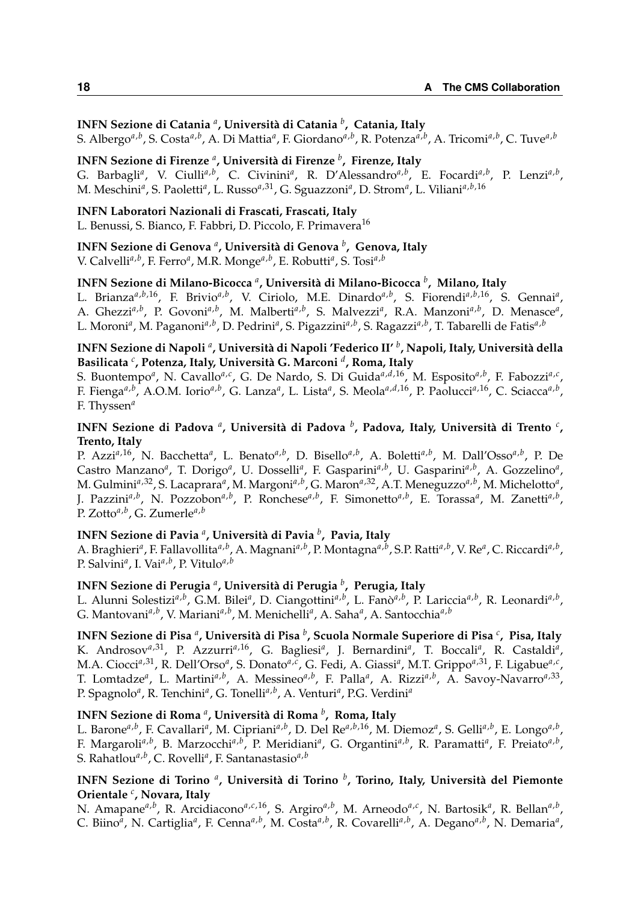**INFN Sezione di Catania [a], Università di Catania [b], Catania, Italy**
S. Albergo[a,b], S. Costa[a,b], A. Di Mattia[a], F. Giordano[a,b], R. Potenza[a,b], A. Tricomi[a,b], C. Tuve[a,b]

**INFN Sezione di Firenze [a], Università di Firenze [b], Firenze, Italy**
G. Barbagli[a], V. Ciulli[a,b], C. Civinini[a], R. D'Alessandro[a,b], E. Focardi[a,b], P. Lenzi[a,b], M. Meschini[a], S. Paoletti[a], L. Russo[a,31], G. Sguazzoni[a], D. Strom[a], L. Viliani[a,b,16]

**INFN Laboratori Nazionali di Frascati, Frascati, Italy**
L. Benussi, S. Bianco, F. Fabbri, D. Piccolo, F. Primavera[16]

**INFN Sezione di Genova [a], Università di Genova [b], Genova, Italy**
V. Calvelli[a,b], F. Ferro[a], M.R. Monge[a,b], E. Robutti[a], S. Tosi[a,b]

**INFN Sezione di Milano-Bicocca [a], Università di Milano-Bicocca [b], Milano, Italy**
L. Brianza[a,b,16], F. Brivio[a,b], V. Ciriolo, M.E. Dinardo[a,b], S. Fiorendi[a,b,16], S. Gennai[a], A. Ghezzi[a,b], P. Govoni[a,b], M. Malberti[a,b], S. Malvezzi[a], R.A. Manzoni[a,b], D. Menasce[a], L. Moroni[a], M. Paganoni[a,b], D. Pedrini[a], S. Pigazzini[a,b], S. Ragazzi[a,b], T. Tabarelli de Fatis[a,b]

**INFN Sezione di Napoli [a], Università di Napoli 'Federico II' [b], Napoli, Italy, Università della Basilicata [c], Potenza, Italy, Università G. Marconi [d], Roma, Italy**
S. Buontempo[a], N. Cavallo[a,c], G. De Nardo, S. Di Guida[a,d,16], M. Esposito[a,b], F. Fabozzi[a,c], F. Fienga[a,b], A.O.M. Iorio[a,b], G. Lanza[a], L. Lista[a], S. Meola[a,d,16], P. Paolucci[a,16], C. Sciacca[a,b], F. Thyssen[a]

**INFN Sezione di Padova [a], Università di Padova [b], Padova, Italy, Università di Trento [c], Trento, Italy**
P. Azzi[a,16], N. Bacchetta[a], L. Benato[a,b], D. Bisello[a,b], A. Boletti[a,b], M. Dall'Osso[a,b], P. De Castro Manzano[a], T. Dorigo[a], U. Dosselli[a], F. Gasparini[a,b], U. Gasparini[a,b], A. Gozzelino[a], M. Gulmini[a,32], S. Lacaprara[a], M. Margoni[a,b], G. Maron[a,32], A.T. Meneguzzo[a,b], M. Michelotto[a], J. Pazzini[a,b], N. Pozzobon[a,b], P. Ronchese[a,b], F. Simonetto[a,b], E. Torassa[a], M. Zanetti[a,b], P. Zotto[a,b], G. Zumerle[a,b]

**INFN Sezione di Pavia [a], Università di Pavia [b], Pavia, Italy**
A. Braghieri[a], F. Fallavollita[a,b], A. Magnani[a,b], P. Montagna[a,b], S.P. Ratti[a,b], V. Re[a], C. Riccardi[a,b], P. Salvini[a], I. Vai[a,b], P. Vitulo[a,b]

**INFN Sezione di Perugia [a], Università di Perugia [b], Perugia, Italy**
L. Alunni Solestizi[a,b], G.M. Bilei[a], D. Ciangottini[a,b], L. Fanò[a,b], P. Lariccia[a,b], R. Leonardi[a,b], G. Mantovani[a,b], V. Mariani[a,b], M. Menichelli[a], A. Saha[a], A. Santocchia[a,b]

**INFN Sezione di Pisa [a], Università di Pisa [b], Scuola Normale Superiore di Pisa [c], Pisa, Italy**
K. Androsov[a,31], P. Azzurri[a,16], G. Bagliesi[a], J. Bernardini[a], T. Boccali[a], R. Castaldi[a], M.A. Ciocci[a,31], R. Dell'Orso[a], S. Donato[a,c], G. Fedi, A. Giassi[a], M.T. Grippo[a,31], F. Ligabue[a,c], T. Lomtadze[a], L. Martini[a,b], A. Messineo[a,b], F. Palla[a], A. Rizzi[a,b], A. Savoy-Navarro[a,33], P. Spagnolo[a], R. Tenchini[a], G. Tonelli[a,b], A. Venturi[a], P.G. Verdini[a]

**INFN Sezione di Roma [a], Università di Roma [b], Roma, Italy**
L. Barone[a,b], F. Cavallari[a], M. Cipriani[a,b], D. Del Re[a,b,16], M. Diemoz[a], S. Gelli[a,b], E. Longo[a,b], F. Margaroli[a,b], B. Marzocchi[a,b], P. Meridiani[a], G. Organtini[a,b], R. Paramatti[a], F. Preiato[a,b], S. Rahatlou[a,b], C. Rovelli[a], F. Santanastasio[a,b]

**INFN Sezione di Torino [a], Università di Torino [b], Torino, Italy, Università del Piemonte Orientale [c], Novara, Italy**
N. Amapane[a,b], R. Arcidiacono[a,c,16], S. Argiro[a,b], M. Arneodo[a,c], N. Bartosik[a], R. Bellan[a,b], C. Biino[a], N. Cartiglia[a], F. Cenna[a,b], M. Costa[a,b], R. Covarelli[a,b], A. Degano[a,b], N. Demaria[a],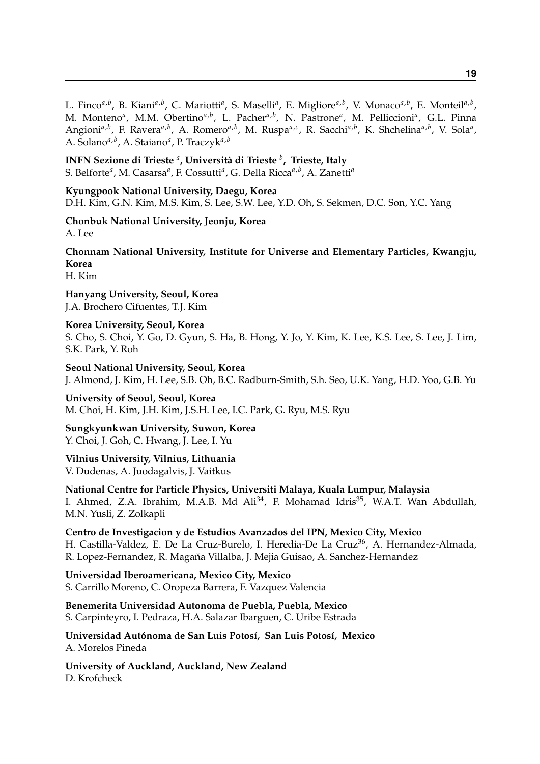L. Finco[a,b], B. Kiani[a,b], C. Mariotti[a], S. Maselli[a], E. Migliore[a,b], V. Monaco[a,b], E. Monteil[a,b], M. Monteno[a], M.M. Obertino[a,b], L. Pacher[a,b], N. Pastrone[a], M. Pelliccioni[a], G.L. Pinna Angioni[a,b], F. Ravera[a,b], A. Romero[a,b], M. Ruspa[a,c], R. Sacchi[a,b], K. Shchelina[a,b], V. Sola[a], A. Solano[a,b], A. Staiano[a], P. Traczyk[a,b]

**INFN Sezione di Trieste [a], Università di Trieste [b], Trieste, Italy**
S. Belforte[a], M. Casarsa[a], F. Cossutti[a], G. Della Ricca[a,b], A. Zanetti[a]

**Kyungpook National University, Daegu, Korea**
D.H. Kim, G.N. Kim, M.S. Kim, S. Lee, S.W. Lee, Y.D. Oh, S. Sekmen, D.C. Son, Y.C. Yang

**Chonbuk National University, Jeonju, Korea**
A. Lee

**Chonnam National University, Institute for Universe and Elementary Particles, Kwangju, Korea**
H. Kim

**Hanyang University, Seoul, Korea**
J.A. Brochero Cifuentes, T.J. Kim

**Korea University, Seoul, Korea**
S. Cho, S. Choi, Y. Go, D. Gyun, S. Ha, B. Hong, Y. Jo, Y. Kim, K. Lee, K.S. Lee, S. Lee, J. Lim, S.K. Park, Y. Roh

**Seoul National University, Seoul, Korea**
J. Almond, J. Kim, H. Lee, S.B. Oh, B.C. Radburn-Smith, S.h. Seo, U.K. Yang, H.D. Yoo, G.B. Yu

**University of Seoul, Seoul, Korea**
M. Choi, H. Kim, J.H. Kim, J.S.H. Lee, I.C. Park, G. Ryu, M.S. Ryu

**Sungkyunkwan University, Suwon, Korea**
Y. Choi, J. Goh, C. Hwang, J. Lee, I. Yu

**Vilnius University, Vilnius, Lithuania**
V. Dudenas, A. Juodagalvis, J. Vaitkus

**National Centre for Particle Physics, Universiti Malaya, Kuala Lumpur, Malaysia**
I. Ahmed, Z.A. Ibrahim, M.A.B. Md Ali[34], F. Mohamad Idris[35], W.A.T. Wan Abdullah, M.N. Yusli, Z. Zolkapli

**Centro de Investigacion y de Estudios Avanzados del IPN, Mexico City, Mexico**
H. Castilla-Valdez, E. De La Cruz-Burelo, I. Heredia-De La Cruz[36], A. Hernandez-Almada, R. Lopez-Fernandez, R. Magaña Villalba, J. Mejia Guisao, A. Sanchez-Hernandez

**Universidad Iberoamericana, Mexico City, Mexico**
S. Carrillo Moreno, C. Oropeza Barrera, F. Vazquez Valencia

**Benemerita Universidad Autonoma de Puebla, Puebla, Mexico**
S. Carpinteyro, I. Pedraza, H.A. Salazar Ibarguen, C. Uribe Estrada

**Universidad Autónoma de San Luis Potosí, San Luis Potosí, Mexico**
A. Morelos Pineda

**University of Auckland, Auckland, New Zealand**
D. Krofcheck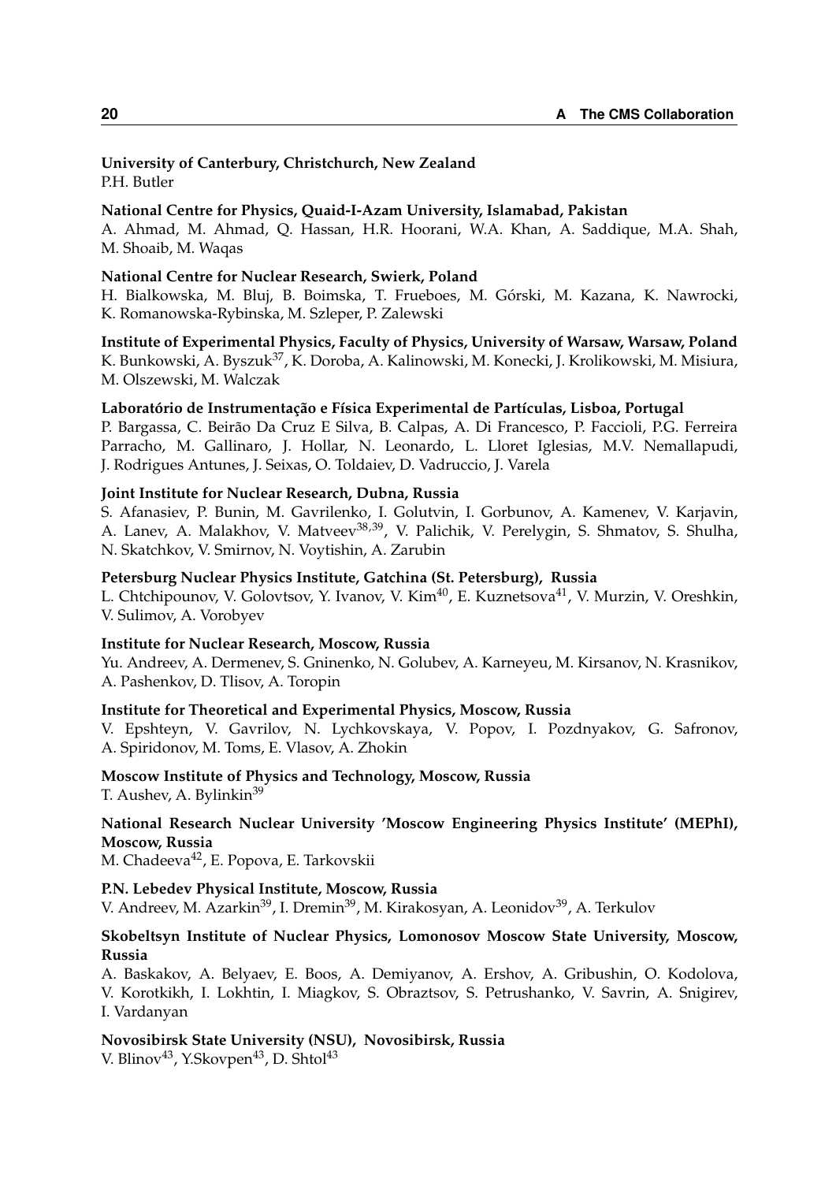**University of Canterbury, Christchurch, New Zealand**
P.H. Butler

**National Centre for Physics, Quaid-I-Azam University, Islamabad, Pakistan**
A. Ahmad, M. Ahmad, Q. Hassan, H.R. Hoorani, W.A. Khan, A. Saddique, M.A. Shah, M. Shoaib, M. Waqas

**National Centre for Nuclear Research, Swierk, Poland**
H. Bialkowska, M. Bluj, B. Boimska, T. Frueboes, M. Górski, M. Kazana, K. Nawrocki, K. Romanowska-Rybinska, M. Szleper, P. Zalewski

**Institute of Experimental Physics, Faculty of Physics, University of Warsaw, Warsaw, Poland**
K. Bunkowski, A. Byszuk[37], K. Doroba, A. Kalinowski, M. Konecki, J. Krolikowski, M. Misiura, M. Olszewski, M. Walczak

**Laboratório de Instrumentação e Física Experimental de Partículas, Lisboa, Portugal**
P. Bargassa, C. Beirão Da Cruz E Silva, B. Calpas, A. Di Francesco, P. Faccioli, P.G. Ferreira Parracho, M. Gallinaro, J. Hollar, N. Leonardo, L. Lloret Iglesias, M.V. Nemallapudi, J. Rodrigues Antunes, J. Seixas, O. Toldaiev, D. Vadruccio, J. Varela

**Joint Institute for Nuclear Research, Dubna, Russia**
S. Afanasiev, P. Bunin, M. Gavrilenko, I. Golutvin, I. Gorbunov, A. Kamenev, V. Karjavin, A. Lanev, A. Malakhov, V. Matveev[38,39], V. Palichik, V. Perelygin, S. Shmatov, S. Shulha, N. Skatchkov, V. Smirnov, N. Voytishin, A. Zarubin

**Petersburg Nuclear Physics Institute, Gatchina (St. Petersburg), Russia**
L. Chtchipounov, V. Golovtsov, Y. Ivanov, V. Kim[40], E. Kuznetsova[41], V. Murzin, V. Oreshkin, V. Sulimov, A. Vorobyev

**Institute for Nuclear Research, Moscow, Russia**
Yu. Andreev, A. Dermenev, S. Gninenko, N. Golubev, A. Karneyeu, M. Kirsanov, N. Krasnikov, A. Pashenkov, D. Tlisov, A. Toropin

**Institute for Theoretical and Experimental Physics, Moscow, Russia**
V. Epshteyn, V. Gavrilov, N. Lychkovskaya, V. Popov, I. Pozdnyakov, G. Safronov, A. Spiridonov, M. Toms, E. Vlasov, A. Zhokin

**Moscow Institute of Physics and Technology, Moscow, Russia**
T. Aushev, A. Bylinkin[39]

**National Research Nuclear University 'Moscow Engineering Physics Institute' (MEPhI), Moscow, Russia**
M. Chadeeva[42], E. Popova, E. Tarkovskii

**P.N. Lebedev Physical Institute, Moscow, Russia**
V. Andreev, M. Azarkin[39], I. Dremin[39], M. Kirakosyan, A. Leonidov[39], A. Terkulov

**Skobeltsyn Institute of Nuclear Physics, Lomonosov Moscow State University, Moscow, Russia**
A. Baskakov, A. Belyaev, E. Boos, A. Demiyanov, A. Ershov, A. Gribushin, O. Kodolova, V. Korotkikh, I. Lokhtin, I. Miagkov, S. Obraztsov, S. Petrushanko, V. Savrin, A. Snigirev, I. Vardanyan

**Novosibirsk State University (NSU), Novosibirsk, Russia**
V. Blinov[43], Y.Skovpen[43], D. Shtol[43]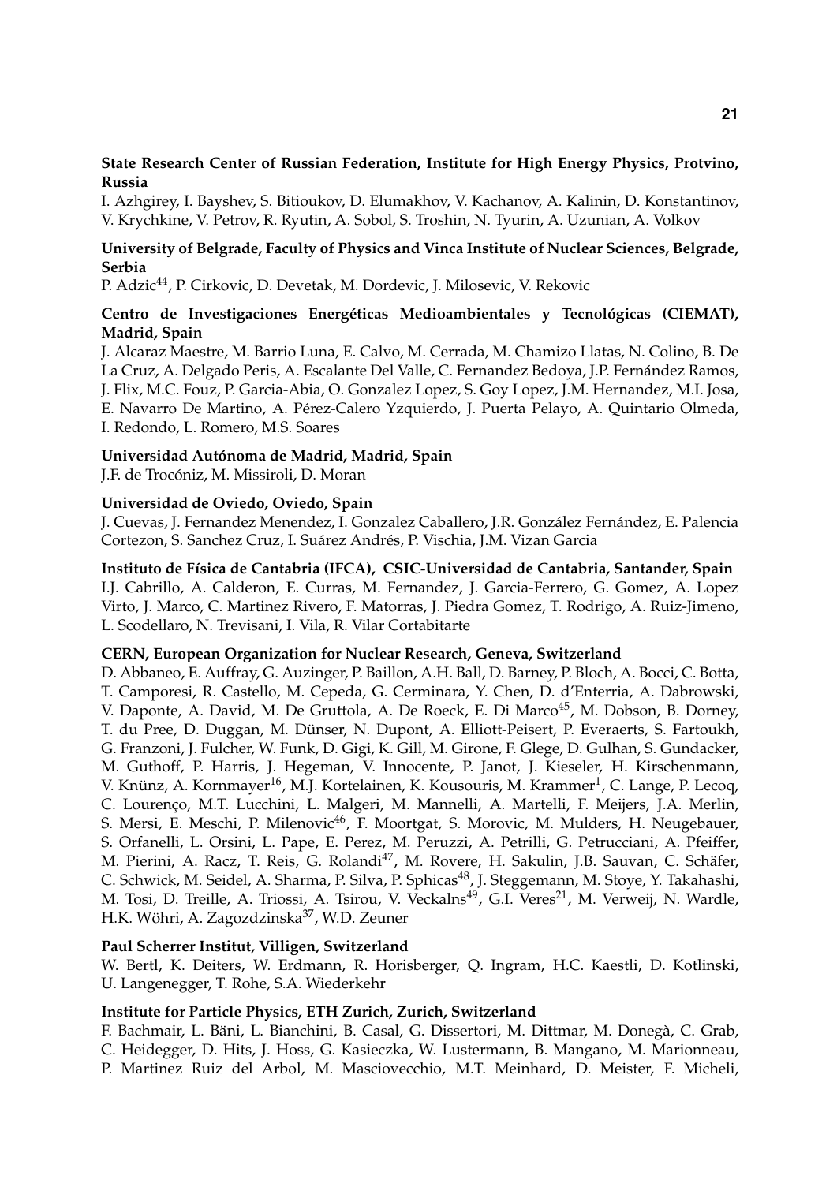**State Research Center of Russian Federation, Institute for High Energy Physics, Protvino, Russia**

I. Azhgirey, I. Bayshev, S. Bitioukov, D. Elumakhov, V. Kachanov, A. Kalinin, D. Konstantinov, V. Krychkine, V. Petrov, R. Ryutin, A. Sobol, S. Troshin, N. Tyurin, A. Uzunian, A. Volkov

**University of Belgrade, Faculty of Physics and Vinca Institute of Nuclear Sciences, Belgrade, Serbia**

P. Adzic[44], P. Cirkovic, D. Devetak, M. Dordevic, J. Milosevic, V. Rekovic

**Centro de Investigaciones Energéticas Medioambientales y Tecnológicas (CIEMAT), Madrid, Spain**

J. Alcaraz Maestre, M. Barrio Luna, E. Calvo, M. Cerrada, M. Chamizo Llatas, N. Colino, B. De La Cruz, A. Delgado Peris, A. Escalante Del Valle, C. Fernandez Bedoya, J.P. Fernández Ramos, J. Flix, M.C. Fouz, P. Garcia-Abia, O. Gonzalez Lopez, S. Goy Lopez, J.M. Hernandez, M.I. Josa, E. Navarro De Martino, A. Pérez-Calero Yzquierdo, J. Puerta Pelayo, A. Quintario Olmeda, I. Redondo, L. Romero, M.S. Soares

**Universidad Autónoma de Madrid, Madrid, Spain**

J.F. de Trocóniz, M. Missiroli, D. Moran

**Universidad de Oviedo, Oviedo, Spain**

J. Cuevas, J. Fernandez Menendez, I. Gonzalez Caballero, J.R. González Fernández, E. Palencia Cortezon, S. Sanchez Cruz, I. Suárez Andrés, P. Vischia, J.M. Vizan Garcia

**Instituto de Física de Cantabria (IFCA), CSIC-Universidad de Cantabria, Santander, Spain**

I.J. Cabrillo, A. Calderon, E. Curras, M. Fernandez, J. Garcia-Ferrero, G. Gomez, A. Lopez Virto, J. Marco, C. Martinez Rivero, F. Matorras, J. Piedra Gomez, T. Rodrigo, A. Ruiz-Jimeno, L. Scodellaro, N. Trevisani, I. Vila, R. Vilar Cortabitarte

**CERN, European Organization for Nuclear Research, Geneva, Switzerland**

D. Abbaneo, E. Auffray, G. Auzinger, P. Baillon, A.H. Ball, D. Barney, P. Bloch, A. Bocci, C. Botta, T. Camporesi, R. Castello, M. Cepeda, G. Cerminara, Y. Chen, D. d'Enterria, A. Dabrowski, V. Daponte, A. David, M. De Gruttola, A. De Roeck, E. Di Marco[45], M. Dobson, B. Dorney, T. du Pree, D. Duggan, M. Dünser, N. Dupont, A. Elliott-Peisert, P. Everaerts, S. Fartoukh, G. Franzoni, J. Fulcher, W. Funk, D. Gigi, K. Gill, M. Girone, F. Glege, D. Gulhan, S. Gundacker, M. Guthoff, P. Harris, J. Hegeman, V. Innocente, P. Janot, J. Kieseler, H. Kirschenmann, V. Knünz, A. Kornmayer[16], M.J. Kortelainen, K. Kousouris, M. Krammer[1], C. Lange, P. Lecoq, C. Lourenço, M.T. Lucchini, L. Malgeri, M. Mannelli, A. Martelli, F. Meijers, J.A. Merlin, S. Mersi, E. Meschi, P. Milenovic[46], F. Moortgat, S. Morovic, M. Mulders, H. Neugebauer, S. Orfanelli, L. Orsini, L. Pape, E. Perez, M. Peruzzi, A. Petrilli, G. Petrucciani, A. Pfeiffer, M. Pierini, A. Racz, T. Reis, G. Rolandi[47], M. Rovere, H. Sakulin, J.B. Sauvan, C. Schäfer, C. Schwick, M. Seidel, A. Sharma, P. Silva, P. Sphicas[48], J. Steggemann, M. Stoye, Y. Takahashi, M. Tosi, D. Treille, A. Triossi, A. Tsirou, V. Veckalns[49], G.I. Veres[21], M. Verweij, N. Wardle, H.K. Wöhri, A. Zagozdzinska[37], W.D. Zeuner

**Paul Scherrer Institut, Villigen, Switzerland**

W. Bertl, K. Deiters, W. Erdmann, R. Horisberger, Q. Ingram, H.C. Kaestli, D. Kotlinski, U. Langenegger, T. Rohe, S.A. Wiederkehr

**Institute for Particle Physics, ETH Zurich, Zurich, Switzerland**

F. Bachmair, L. Bäni, L. Bianchini, B. Casal, G. Dissertori, M. Dittmar, M. Donegà, C. Grab, C. Heidegger, D. Hits, J. Hoss, G. Kasieczka, W. Lustermann, B. Mangano, M. Marionneau, P. Martinez Ruiz del Arbol, M. Masciovecchio, M.T. Meinhard, D. Meister, F. Micheli,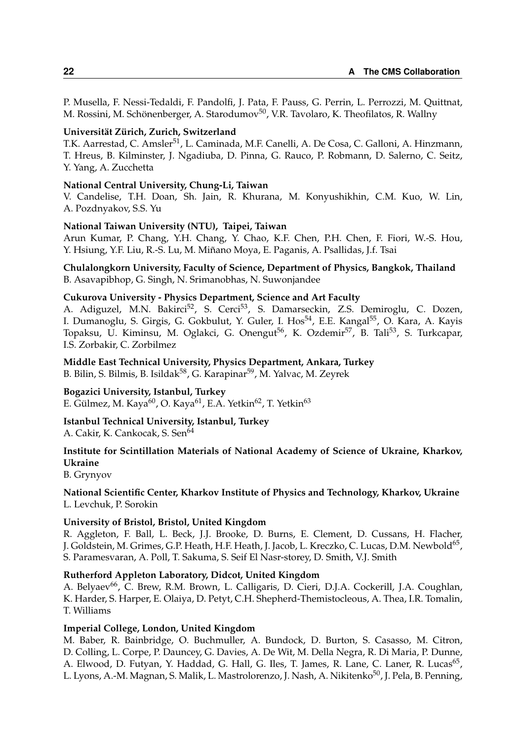P. Musella, F. Nessi-Tedaldi, F. Pandolfi, J. Pata, F. Pauss, G. Perrin, L. Perrozzi, M. Quittnat, M. Rossini, M. Schönenberger, A. Starodumov[50], V.R. Tavolaro, K. Theofilatos, R. Wallny

**Universität Zürich, Zurich, Switzerland**
T.K. Aarrestad, C. Amsler[51], L. Caminada, M.F. Canelli, A. De Cosa, C. Galloni, A. Hinzmann, T. Hreus, B. Kilminster, J. Ngadiuba, D. Pinna, G. Rauco, P. Robmann, D. Salerno, C. Seitz, Y. Yang, A. Zucchetta

**National Central University, Chung-Li, Taiwan**
V. Candelise, T.H. Doan, Sh. Jain, R. Khurana, M. Konyushikhin, C.M. Kuo, W. Lin, A. Pozdnyakov, S.S. Yu

**National Taiwan University (NTU), Taipei, Taiwan**
Arun Kumar, P. Chang, Y.H. Chang, Y. Chao, K.F. Chen, P.H. Chen, F. Fiori, W.-S. Hou, Y. Hsiung, Y.F. Liu, R.-S. Lu, M. Miñano Moya, E. Paganis, A. Psallidas, J.f. Tsai

**Chulalongkorn University, Faculty of Science, Department of Physics, Bangkok, Thailand**
B. Asavapibhop, G. Singh, N. Srimanobhas, N. Suwonjandee

**Cukurova University - Physics Department, Science and Art Faculty**
A. Adiguzel, M.N. Bakirci[52], S. Cerci[53], S. Damarseckin, Z.S. Demiroglu, C. Dozen, I. Dumanoglu, S. Girgis, G. Gokbulut, Y. Guler, I. Hos[54], E.E. Kangal[55], O. Kara, A. Kayis Topaksu, U. Kiminsu, M. Oglakci, G. Onengut[56], K. Ozdemir[57], B. Tali[53], S. Turkcapar, I.S. Zorbakir, C. Zorbilmez

**Middle East Technical University, Physics Department, Ankara, Turkey**
B. Bilin, S. Bilmis, B. Isildak[58], G. Karapinar[59], M. Yalvac, M. Zeyrek

**Bogazici University, Istanbul, Turkey**
E. Gülmez, M. Kaya[60], O. Kaya[61], E.A. Yetkin[62], T. Yetkin[63]

**Istanbul Technical University, Istanbul, Turkey**
A. Cakir, K. Cankocak, S. Sen[64]

**Institute for Scintillation Materials of National Academy of Science of Ukraine, Kharkov, Ukraine**
B. Grynyov

**National Scientific Center, Kharkov Institute of Physics and Technology, Kharkov, Ukraine**
L. Levchuk, P. Sorokin

**University of Bristol, Bristol, United Kingdom**
R. Aggleton, F. Ball, L. Beck, J.J. Brooke, D. Burns, E. Clement, D. Cussans, H. Flacher, J. Goldstein, M. Grimes, G.P. Heath, H.F. Heath, J. Jacob, L. Kreczko, C. Lucas, D.M. Newbold[65], S. Paramesvaran, A. Poll, T. Sakuma, S. Seif El Nasr-storey, D. Smith, V.J. Smith

**Rutherford Appleton Laboratory, Didcot, United Kingdom**
A. Belyaev[66], C. Brew, R.M. Brown, L. Calligaris, D. Cieri, D.J.A. Cockerill, J.A. Coughlan, K. Harder, S. Harper, E. Olaiya, D. Petyt, C.H. Shepherd-Themistocleous, A. Thea, I.R. Tomalin, T. Williams

**Imperial College, London, United Kingdom**
M. Baber, R. Bainbridge, O. Buchmuller, A. Bundock, D. Burton, S. Casasso, M. Citron, D. Colling, L. Corpe, P. Dauncey, G. Davies, A. De Wit, M. Della Negra, R. Di Maria, P. Dunne, A. Elwood, D. Futyan, Y. Haddad, G. Hall, G. Iles, T. James, R. Lane, C. Laner, R. Lucas[65], L. Lyons, A.-M. Magnan, S. Malik, L. Mastrolorenzo, J. Nash, A. Nikitenko[50], J. Pela, B. Penning,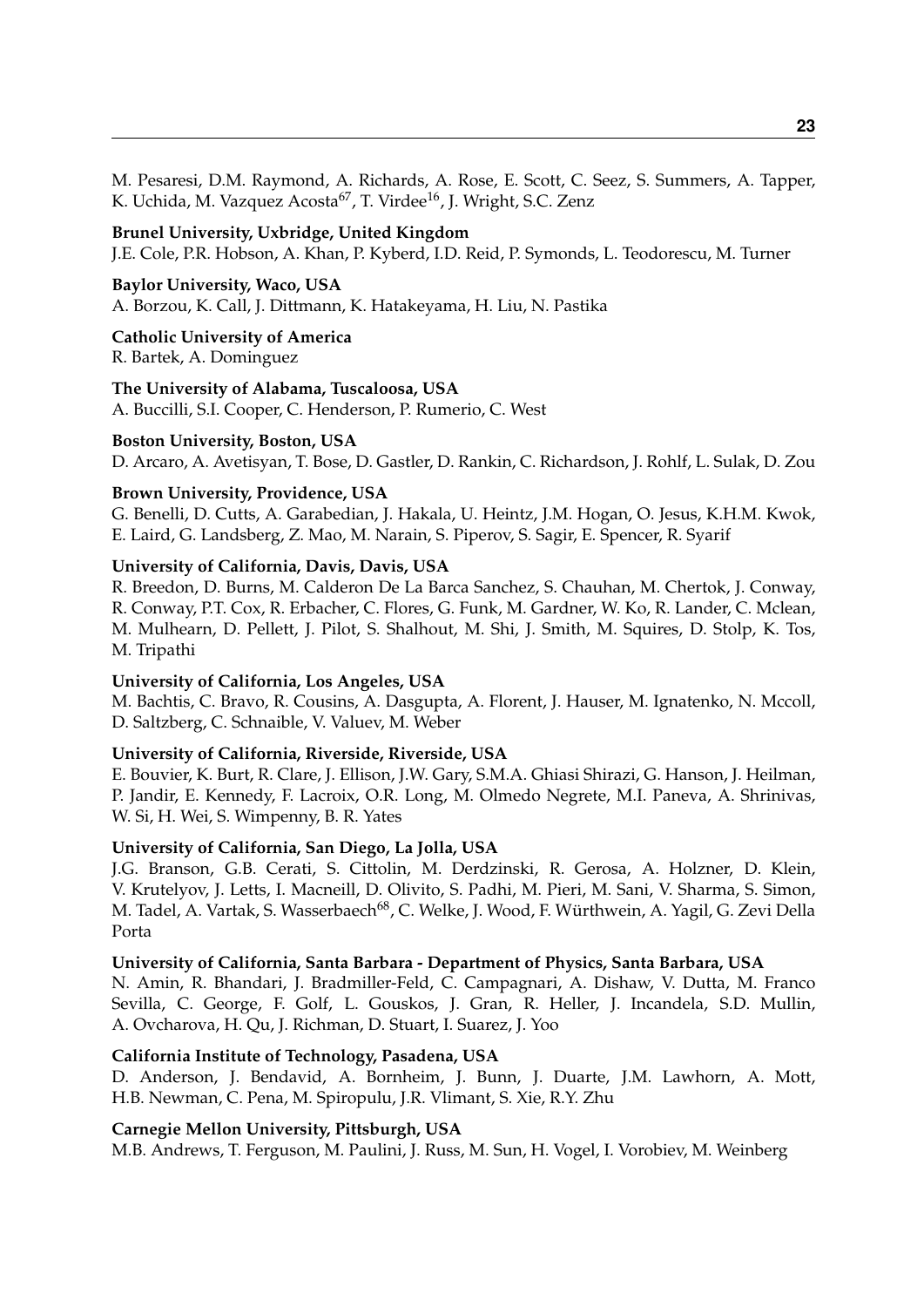M. Pesaresi, D.M. Raymond, A. Richards, A. Rose, E. Scott, C. Seez, S. Summers, A. Tapper, K. Uchida, M. Vazquez Acosta[67], T. Virdee[16], J. Wright, S.C. Zenz

**Brunel University, Uxbridge, United Kingdom**
J.E. Cole, P.R. Hobson, A. Khan, P. Kyberd, I.D. Reid, P. Symonds, L. Teodorescu, M. Turner

**Baylor University, Waco, USA**
A. Borzou, K. Call, J. Dittmann, K. Hatakeyama, H. Liu, N. Pastika

**Catholic University of America**
R. Bartek, A. Dominguez

**The University of Alabama, Tuscaloosa, USA**
A. Buccilli, S.I. Cooper, C. Henderson, P. Rumerio, C. West

**Boston University, Boston, USA**
D. Arcaro, A. Avetisyan, T. Bose, D. Gastler, D. Rankin, C. Richardson, J. Rohlf, L. Sulak, D. Zou

**Brown University, Providence, USA**
G. Benelli, D. Cutts, A. Garabedian, J. Hakala, U. Heintz, J.M. Hogan, O. Jesus, K.H.M. Kwok, E. Laird, G. Landsberg, Z. Mao, M. Narain, S. Piperov, S. Sagir, E. Spencer, R. Syarif

**University of California, Davis, Davis, USA**
R. Breedon, D. Burns, M. Calderon De La Barca Sanchez, S. Chauhan, M. Chertok, J. Conway, R. Conway, P.T. Cox, R. Erbacher, C. Flores, G. Funk, M. Gardner, W. Ko, R. Lander, C. Mclean, M. Mulhearn, D. Pellett, J. Pilot, S. Shalhout, M. Shi, J. Smith, M. Squires, D. Stolp, K. Tos, M. Tripathi

**University of California, Los Angeles, USA**
M. Bachtis, C. Bravo, R. Cousins, A. Dasgupta, A. Florent, J. Hauser, M. Ignatenko, N. Mccoll, D. Saltzberg, C. Schnaible, V. Valuev, M. Weber

**University of California, Riverside, Riverside, USA**
E. Bouvier, K. Burt, R. Clare, J. Ellison, J.W. Gary, S.M.A. Ghiasi Shirazi, G. Hanson, J. Heilman, P. Jandir, E. Kennedy, F. Lacroix, O.R. Long, M. Olmedo Negrete, M.I. Paneva, A. Shrinivas, W. Si, H. Wei, S. Wimpenny, B. R. Yates

**University of California, San Diego, La Jolla, USA**
J.G. Branson, G.B. Cerati, S. Cittolin, M. Derdzinski, R. Gerosa, A. Holzner, D. Klein, V. Krutelyov, J. Letts, I. Macneill, D. Olivito, S. Padhi, M. Pieri, M. Sani, V. Sharma, S. Simon, M. Tadel, A. Vartak, S. Wasserbaech[68], C. Welke, J. Wood, F. Würthwein, A. Yagil, G. Zevi Della Porta

**University of California, Santa Barbara - Department of Physics, Santa Barbara, USA**
N. Amin, R. Bhandari, J. Bradmiller-Feld, C. Campagnari, A. Dishaw, V. Dutta, M. Franco Sevilla, C. George, F. Golf, L. Gouskos, J. Gran, R. Heller, J. Incandela, S.D. Mullin, A. Ovcharova, H. Qu, J. Richman, D. Stuart, I. Suarez, J. Yoo

**California Institute of Technology, Pasadena, USA**
D. Anderson, J. Bendavid, A. Bornheim, J. Bunn, J. Duarte, J.M. Lawhorn, A. Mott, H.B. Newman, C. Pena, M. Spiropulu, J.R. Vlimant, S. Xie, R.Y. Zhu

**Carnegie Mellon University, Pittsburgh, USA**
M.B. Andrews, T. Ferguson, M. Paulini, J. Russ, M. Sun, H. Vogel, I. Vorobiev, M. Weinberg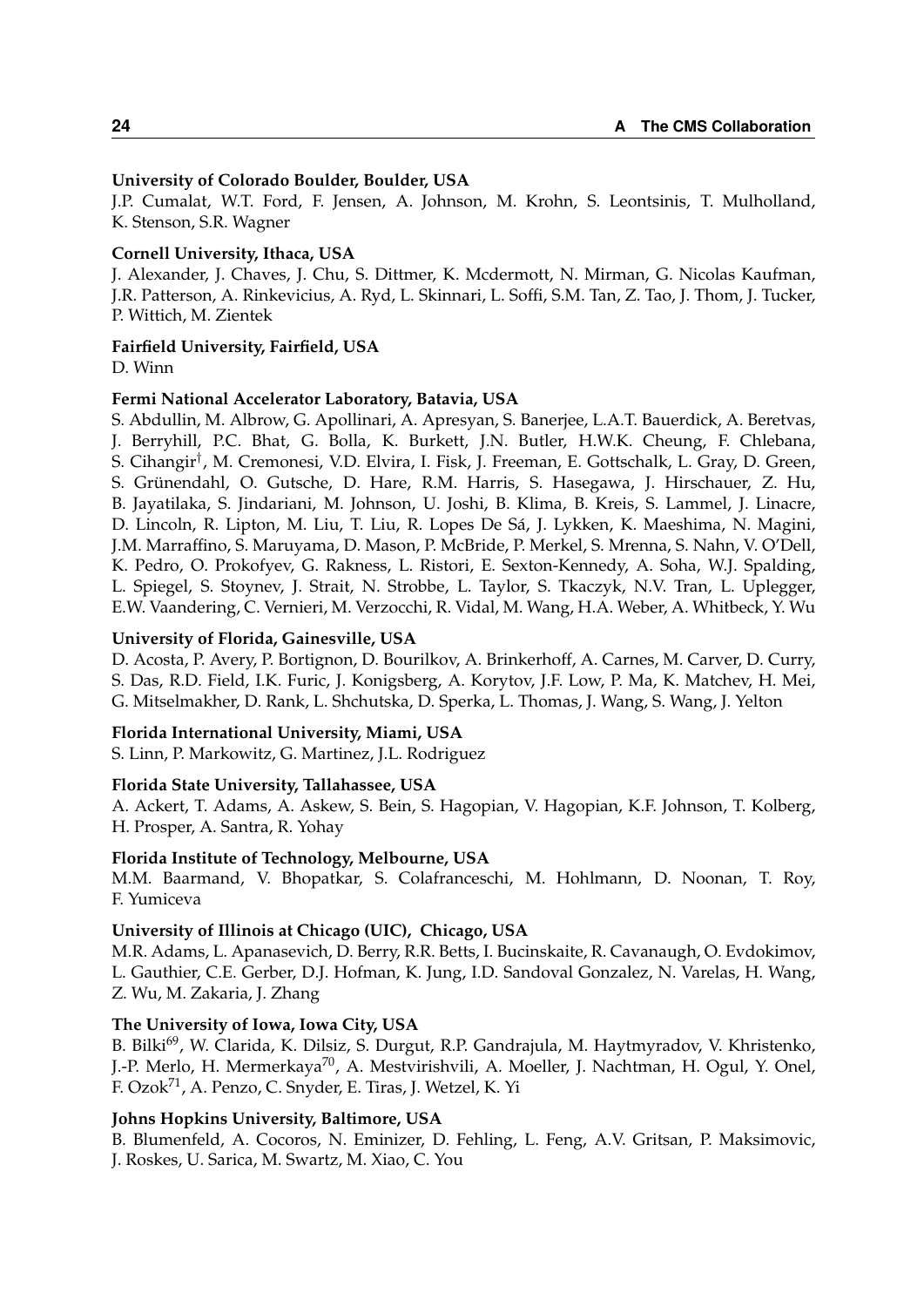**University of Colorado Boulder, Boulder, USA**
J.P. Cumalat, W.T. Ford, F. Jensen, A. Johnson, M. Krohn, S. Leontsinis, T. Mulholland, K. Stenson, S.R. Wagner

**Cornell University, Ithaca, USA**
J. Alexander, J. Chaves, J. Chu, S. Dittmer, K. Mcdermott, N. Mirman, G. Nicolas Kaufman, J.R. Patterson, A. Rinkevicius, A. Ryd, L. Skinnari, L. Soffi, S.M. Tan, Z. Tao, J. Thom, J. Tucker, P. Wittich, M. Zientek

**Fairfield University, Fairfield, USA**
D. Winn

**Fermi National Accelerator Laboratory, Batavia, USA**
S. Abdullin, M. Albrow, G. Apollinari, A. Apresyan, S. Banerjee, L.A.T. Bauerdick, A. Beretvas, J. Berryhill, P.C. Bhat, G. Bolla, K. Burkett, J.N. Butler, H.W.K. Cheung, F. Chlebana, S. Cihangir[†], M. Cremonesi, V.D. Elvira, I. Fisk, J. Freeman, E. Gottschalk, L. Gray, D. Green, S. Grünendahl, O. Gutsche, D. Hare, R.M. Harris, S. Hasegawa, J. Hirschauer, Z. Hu, B. Jayatilaka, S. Jindariani, M. Johnson, U. Joshi, B. Klima, B. Kreis, S. Lammel, J. Linacre, D. Lincoln, R. Lipton, M. Liu, T. Liu, R. Lopes De Sá, J. Lykken, K. Maeshima, N. Magini, J.M. Marraffino, S. Maruyama, D. Mason, P. McBride, P. Merkel, S. Mrenna, S. Nahn, V. O'Dell, K. Pedro, O. Prokofyev, G. Rakness, L. Ristori, E. Sexton-Kennedy, A. Soha, W.J. Spalding, L. Spiegel, S. Stoynev, J. Strait, N. Strobbe, L. Taylor, S. Tkaczyk, N.V. Tran, L. Uplegger, E.W. Vaandering, C. Vernieri, M. Verzocchi, R. Vidal, M. Wang, H.A. Weber, A. Whitbeck, Y. Wu

**University of Florida, Gainesville, USA**
D. Acosta, P. Avery, P. Bortignon, D. Bourilkov, A. Brinkerhoff, A. Carnes, M. Carver, D. Curry, S. Das, R.D. Field, I.K. Furic, J. Konigsberg, A. Korytov, J.F. Low, P. Ma, K. Matchev, H. Mei, G. Mitselmakher, D. Rank, L. Shchutska, D. Sperka, L. Thomas, J. Wang, S. Wang, J. Yelton

**Florida International University, Miami, USA**
S. Linn, P. Markowitz, G. Martinez, J.L. Rodriguez

**Florida State University, Tallahassee, USA**
A. Ackert, T. Adams, A. Askew, S. Bein, S. Hagopian, V. Hagopian, K.F. Johnson, T. Kolberg, H. Prosper, A. Santra, R. Yohay

**Florida Institute of Technology, Melbourne, USA**
M.M. Baarmand, V. Bhopatkar, S. Colafranceschi, M. Hohlmann, D. Noonan, T. Roy, F. Yumiceva

**University of Illinois at Chicago (UIC), Chicago, USA**
M.R. Adams, L. Apanasevich, D. Berry, R.R. Betts, I. Bucinskaite, R. Cavanaugh, O. Evdokimov, L. Gauthier, C.E. Gerber, D.J. Hofman, K. Jung, I.D. Sandoval Gonzalez, N. Varelas, H. Wang, Z. Wu, M. Zakaria, J. Zhang

**The University of Iowa, Iowa City, USA**
B. Bilki[69], W. Clarida, K. Dilsiz, S. Durgut, R.P. Gandrajula, M. Haytmyradov, V. Khristenko, J.-P. Merlo, H. Mermerkaya[70], A. Mestvirishvili, A. Moeller, J. Nachtman, H. Ogul, Y. Onel, F. Ozok[71], A. Penzo, C. Snyder, E. Tiras, J. Wetzel, K. Yi

**Johns Hopkins University, Baltimore, USA**
B. Blumenfeld, A. Cocoros, N. Eminizer, D. Fehling, L. Feng, A.V. Gritsan, P. Maksimovic, J. Roskes, U. Sarica, M. Swartz, M. Xiao, C. You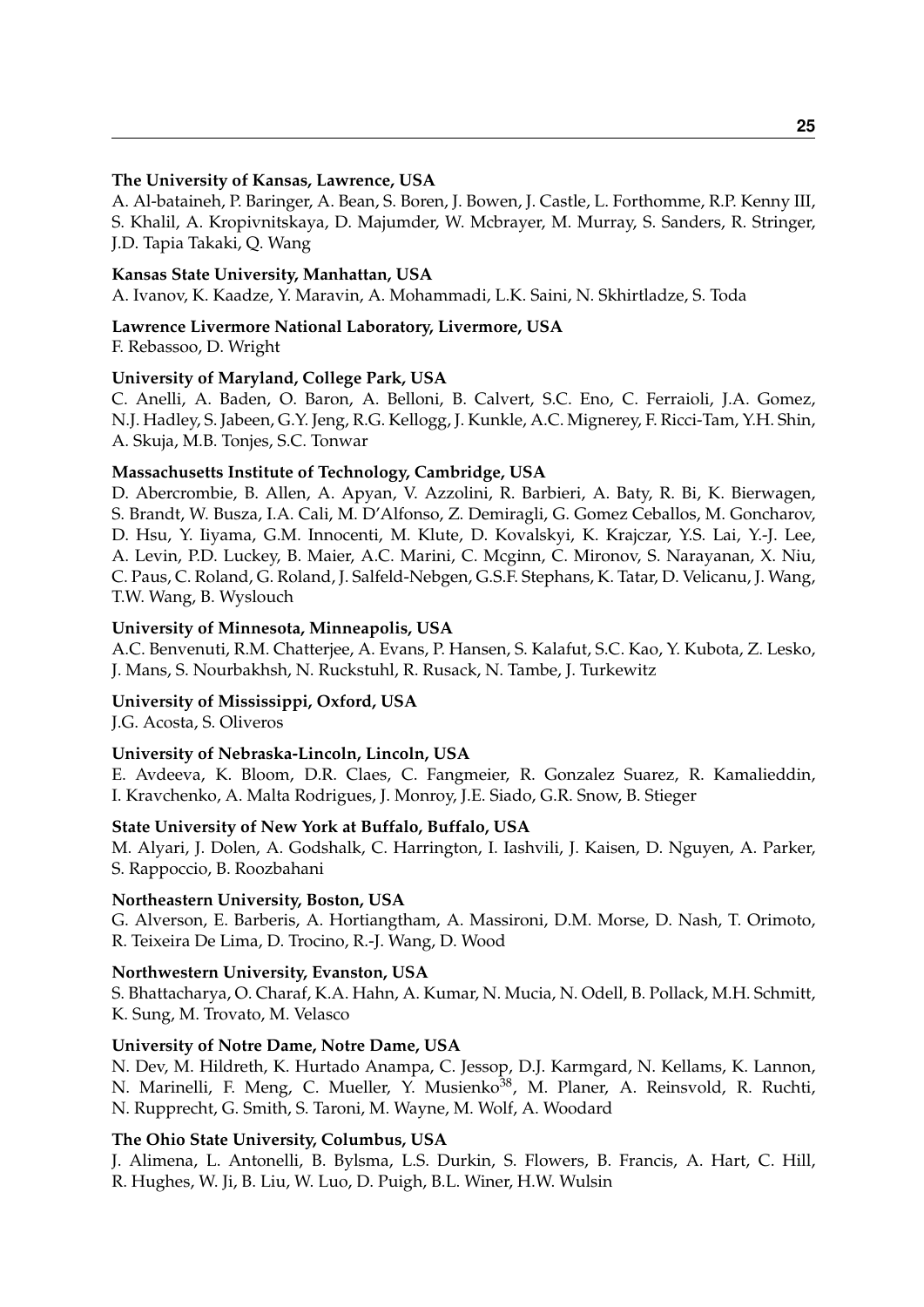**The University of Kansas, Lawrence, USA**
A. Al-bataineh, P. Baringer, A. Bean, S. Boren, J. Bowen, J. Castle, L. Forthomme, R.P. Kenny III, S. Khalil, A. Kropivnitskaya, D. Majumder, W. Mcbrayer, M. Murray, S. Sanders, R. Stringer, J.D. Tapia Takaki, Q. Wang

**Kansas State University, Manhattan, USA**
A. Ivanov, K. Kaadze, Y. Maravin, A. Mohammadi, L.K. Saini, N. Skhirtladze, S. Toda

**Lawrence Livermore National Laboratory, Livermore, USA**
F. Rebassoo, D. Wright

**University of Maryland, College Park, USA**
C. Anelli, A. Baden, O. Baron, A. Belloni, B. Calvert, S.C. Eno, C. Ferraioli, J.A. Gomez, N.J. Hadley, S. Jabeen, G.Y. Jeng, R.G. Kellogg, J. Kunkle, A.C. Mignerey, F. Ricci-Tam, Y.H. Shin, A. Skuja, M.B. Tonjes, S.C. Tonwar

**Massachusetts Institute of Technology, Cambridge, USA**
D. Abercrombie, B. Allen, A. Apyan, V. Azzolini, R. Barbieri, A. Baty, R. Bi, K. Bierwagen, S. Brandt, W. Busza, I.A. Cali, M. D'Alfonso, Z. Demiragli, G. Gomez Ceballos, M. Goncharov, D. Hsu, Y. Iiyama, G.M. Innocenti, M. Klute, D. Kovalskyi, K. Krajczar, Y.S. Lai, Y.-J. Lee, A. Levin, P.D. Luckey, B. Maier, A.C. Marini, C. Mcginn, C. Mironov, S. Narayanan, X. Niu, C. Paus, C. Roland, G. Roland, J. Salfeld-Nebgen, G.S.F. Stephans, K. Tatar, D. Velicanu, J. Wang, T.W. Wang, B. Wyslouch

**University of Minnesota, Minneapolis, USA**
A.C. Benvenuti, R.M. Chatterjee, A. Evans, P. Hansen, S. Kalafut, S.C. Kao, Y. Kubota, Z. Lesko, J. Mans, S. Nourbakhsh, N. Ruckstuhl, R. Rusack, N. Tambe, J. Turkewitz

**University of Mississippi, Oxford, USA**
J.G. Acosta, S. Oliveros

**University of Nebraska-Lincoln, Lincoln, USA**
E. Avdeeva, K. Bloom, D.R. Claes, C. Fangmeier, R. Gonzalez Suarez, R. Kamalieddin, I. Kravchenko, A. Malta Rodrigues, J. Monroy, J.E. Siado, G.R. Snow, B. Stieger

**State University of New York at Buffalo, Buffalo, USA**
M. Alyari, J. Dolen, A. Godshalk, C. Harrington, I. Iashvili, J. Kaisen, D. Nguyen, A. Parker, S. Rappoccio, B. Roozbahani

**Northeastern University, Boston, USA**
G. Alverson, E. Barberis, A. Hortiangtham, A. Massironi, D.M. Morse, D. Nash, T. Orimoto, R. Teixeira De Lima, D. Trocino, R.-J. Wang, D. Wood

**Northwestern University, Evanston, USA**
S. Bhattacharya, O. Charaf, K.A. Hahn, A. Kumar, N. Mucia, N. Odell, B. Pollack, M.H. Schmitt, K. Sung, M. Trovato, M. Velasco

**University of Notre Dame, Notre Dame, USA**
N. Dev, M. Hildreth, K. Hurtado Anampa, C. Jessop, D.J. Karmgard, N. Kellams, K. Lannon, N. Marinelli, F. Meng, C. Mueller, Y. Musienko[38], M. Planer, A. Reinsvold, R. Ruchti, N. Rupprecht, G. Smith, S. Taroni, M. Wayne, M. Wolf, A. Woodard

**The Ohio State University, Columbus, USA**
J. Alimena, L. Antonelli, B. Bylsma, L.S. Durkin, S. Flowers, B. Francis, A. Hart, C. Hill, R. Hughes, W. Ji, B. Liu, W. Luo, D. Puigh, B.L. Winer, H.W. Wulsin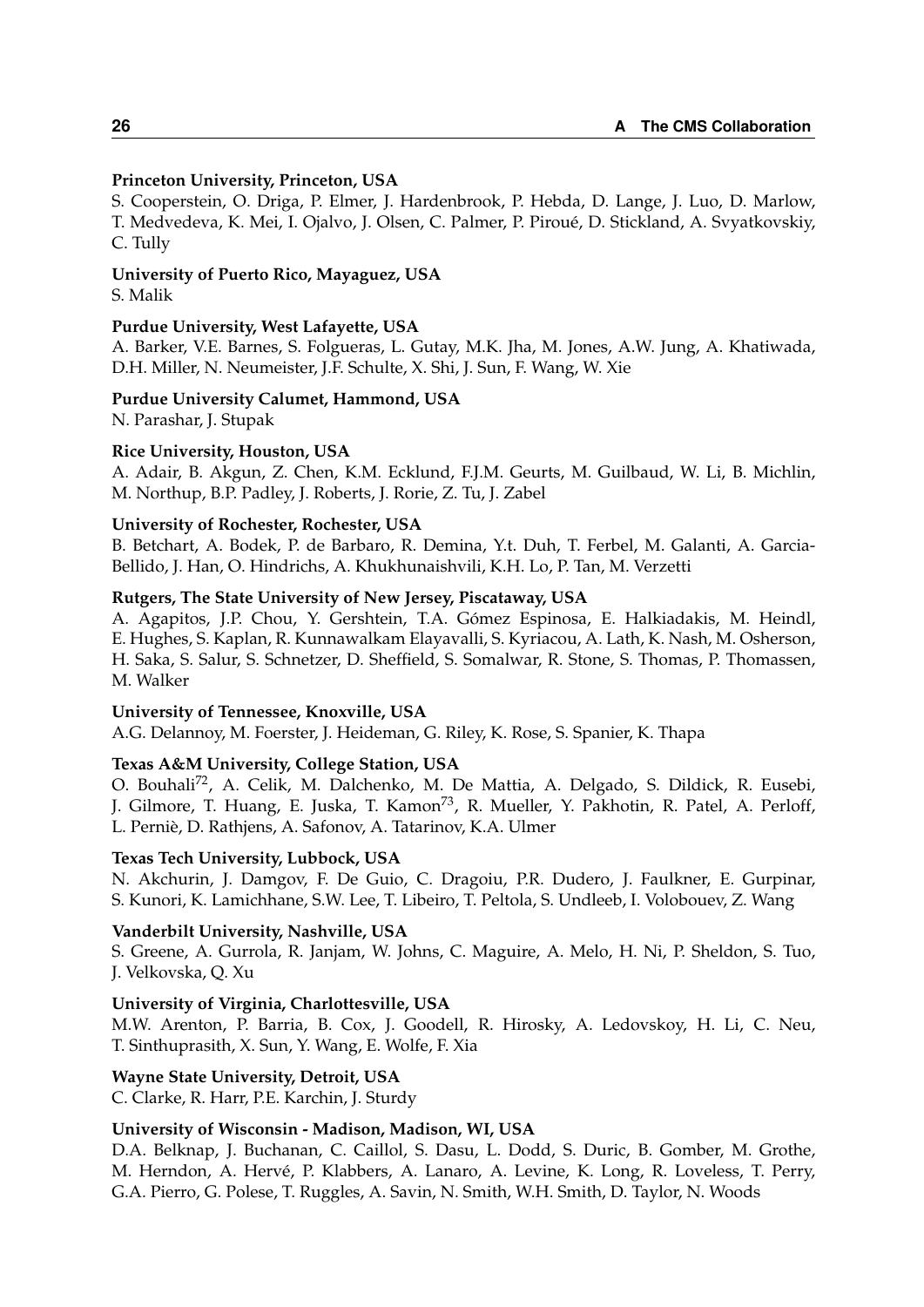**Princeton University, Princeton, USA**
S. Cooperstein, O. Driga, P. Elmer, J. Hardenbrook, P. Hebda, D. Lange, J. Luo, D. Marlow, T. Medvedeva, K. Mei, I. Ojalvo, J. Olsen, C. Palmer, P. Piroué, D. Stickland, A. Svyatkovskiy, C. Tully

**University of Puerto Rico, Mayaguez, USA**
S. Malik

**Purdue University, West Lafayette, USA**
A. Barker, V.E. Barnes, S. Folgueras, L. Gutay, M.K. Jha, M. Jones, A.W. Jung, A. Khatiwada, D.H. Miller, N. Neumeister, J.F. Schulte, X. Shi, J. Sun, F. Wang, W. Xie

**Purdue University Calumet, Hammond, USA**
N. Parashar, J. Stupak

**Rice University, Houston, USA**
A. Adair, B. Akgun, Z. Chen, K.M. Ecklund, F.J.M. Geurts, M. Guilbaud, W. Li, B. Michlin, M. Northup, B.P. Padley, J. Roberts, J. Rorie, Z. Tu, J. Zabel

**University of Rochester, Rochester, USA**
B. Betchart, A. Bodek, P. de Barbaro, R. Demina, Y.t. Duh, T. Ferbel, M. Galanti, A. Garcia-Bellido, J. Han, O. Hindrichs, A. Khukhunaishvili, K.H. Lo, P. Tan, M. Verzetti

**Rutgers, The State University of New Jersey, Piscataway, USA**
A. Agapitos, J.P. Chou, Y. Gershtein, T.A. Gómez Espinosa, E. Halkiadakis, M. Heindl, E. Hughes, S. Kaplan, R. Kunnawalkam Elayavalli, S. Kyriacou, A. Lath, K. Nash, M. Osherson, H. Saka, S. Salur, S. Schnetzer, D. Sheffield, S. Somalwar, R. Stone, S. Thomas, P. Thomassen, M. Walker

**University of Tennessee, Knoxville, USA**
A.G. Delannoy, M. Foerster, J. Heideman, G. Riley, K. Rose, S. Spanier, K. Thapa

**Texas A&M University, College Station, USA**
O. Bouhali[72], A. Celik, M. Dalchenko, M. De Mattia, A. Delgado, S. Dildick, R. Eusebi, J. Gilmore, T. Huang, E. Juska, T. Kamon[73], R. Mueller, Y. Pakhotin, R. Patel, A. Perloff, L. Perniè, D. Rathjens, A. Safonov, A. Tatarinov, K.A. Ulmer

**Texas Tech University, Lubbock, USA**
N. Akchurin, J. Damgov, F. De Guio, C. Dragoiu, P.R. Dudero, J. Faulkner, E. Gurpinar, S. Kunori, K. Lamichhane, S.W. Lee, T. Libeiro, T. Peltola, S. Undleeb, I. Volobouev, Z. Wang

**Vanderbilt University, Nashville, USA**
S. Greene, A. Gurrola, R. Janjam, W. Johns, C. Maguire, A. Melo, H. Ni, P. Sheldon, S. Tuo, J. Velkovska, Q. Xu

**University of Virginia, Charlottesville, USA**
M.W. Arenton, P. Barria, B. Cox, J. Goodell, R. Hirosky, A. Ledovskoy, H. Li, C. Neu, T. Sinthuprasith, X. Sun, Y. Wang, E. Wolfe, F. Xia

**Wayne State University, Detroit, USA**
C. Clarke, R. Harr, P.E. Karchin, J. Sturdy

**University of Wisconsin - Madison, Madison, WI, USA**
D.A. Belknap, J. Buchanan, C. Caillol, S. Dasu, L. Dodd, S. Duric, B. Gomber, M. Grothe, M. Herndon, A. Hervé, P. Klabbers, A. Lanaro, A. Levine, K. Long, R. Loveless, T. Perry, G.A. Pierro, G. Polese, T. Ruggles, A. Savin, N. Smith, W.H. Smith, D. Taylor, N. Woods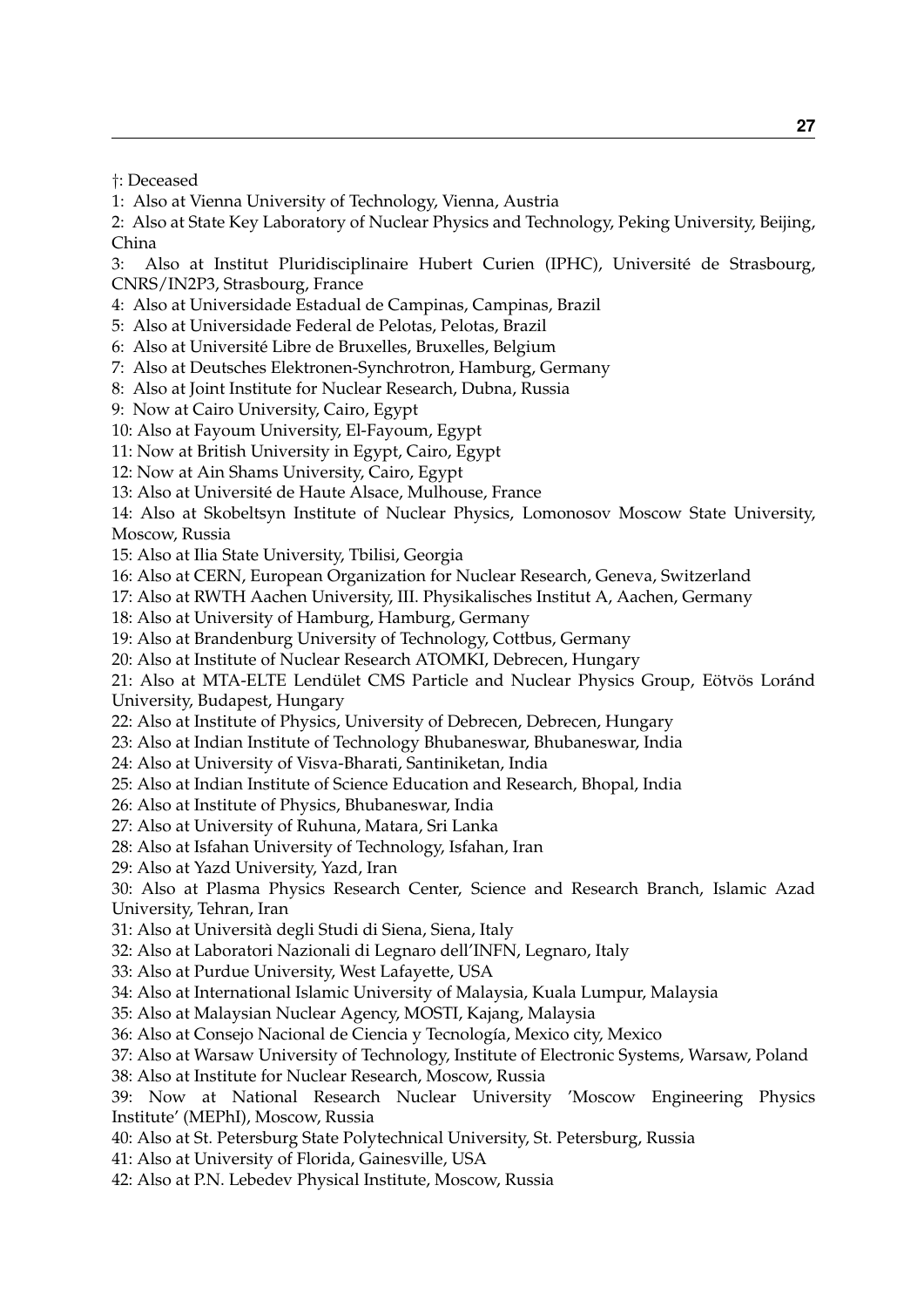†: Deceased

1: Also at Vienna University of Technology, Vienna, Austria

2: Also at State Key Laboratory of Nuclear Physics and Technology, Peking University, Beijing, China

3: Also at Institut Pluridisciplinaire Hubert Curien (IPHC), Université de Strasbourg, CNRS/IN2P3, Strasbourg, France

4: Also at Universidade Estadual de Campinas, Campinas, Brazil

5: Also at Universidade Federal de Pelotas, Pelotas, Brazil

6: Also at Université Libre de Bruxelles, Bruxelles, Belgium

7: Also at Deutsches Elektronen-Synchrotron, Hamburg, Germany

8: Also at Joint Institute for Nuclear Research, Dubna, Russia

9: Now at Cairo University, Cairo, Egypt

10: Also at Fayoum University, El-Fayoum, Egypt

11: Now at British University in Egypt, Cairo, Egypt

12: Now at Ain Shams University, Cairo, Egypt

13: Also at Université de Haute Alsace, Mulhouse, France

14: Also at Skobeltsyn Institute of Nuclear Physics, Lomonosov Moscow State University, Moscow, Russia

15: Also at Ilia State University, Tbilisi, Georgia

16: Also at CERN, European Organization for Nuclear Research, Geneva, Switzerland

17: Also at RWTH Aachen University, III. Physikalisches Institut A, Aachen, Germany

18: Also at University of Hamburg, Hamburg, Germany

19: Also at Brandenburg University of Technology, Cottbus, Germany

20: Also at Institute of Nuclear Research ATOMKI, Debrecen, Hungary

21: Also at MTA-ELTE Lendület CMS Particle and Nuclear Physics Group, Eötvös Loránd University, Budapest, Hungary

22: Also at Institute of Physics, University of Debrecen, Debrecen, Hungary

23: Also at Indian Institute of Technology Bhubaneswar, Bhubaneswar, India

24: Also at University of Visva-Bharati, Santiniketan, India

25: Also at Indian Institute of Science Education and Research, Bhopal, India

26: Also at Institute of Physics, Bhubaneswar, India

27: Also at University of Ruhuna, Matara, Sri Lanka

28: Also at Isfahan University of Technology, Isfahan, Iran

29: Also at Yazd University, Yazd, Iran

30: Also at Plasma Physics Research Center, Science and Research Branch, Islamic Azad University, Tehran, Iran

31: Also at Università degli Studi di Siena, Siena, Italy

32: Also at Laboratori Nazionali di Legnaro dell'INFN, Legnaro, Italy

33: Also at Purdue University, West Lafayette, USA

34: Also at International Islamic University of Malaysia, Kuala Lumpur, Malaysia

35: Also at Malaysian Nuclear Agency, MOSTI, Kajang, Malaysia

36: Also at Consejo Nacional de Ciencia y Tecnología, Mexico city, Mexico

37: Also at Warsaw University of Technology, Institute of Electronic Systems, Warsaw, Poland

38: Also at Institute for Nuclear Research, Moscow, Russia

39: Now at National Research Nuclear University 'Moscow Engineering Physics Institute' (MEPhI), Moscow, Russia

40: Also at St. Petersburg State Polytechnical University, St. Petersburg, Russia

41: Also at University of Florida, Gainesville, USA

42: Also at P.N. Lebedev Physical Institute, Moscow, Russia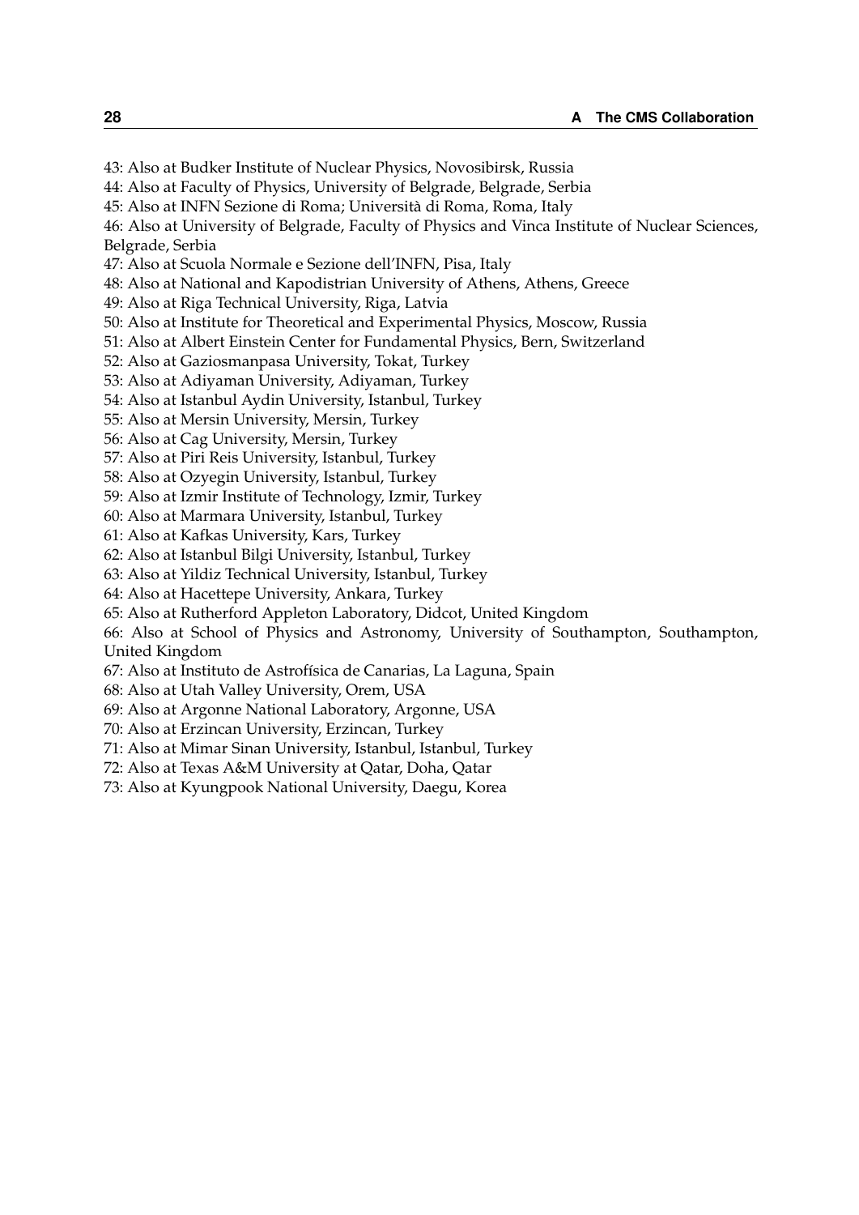43: Also at Budker Institute of Nuclear Physics, Novosibirsk, Russia
44: Also at Faculty of Physics, University of Belgrade, Belgrade, Serbia
45: Also at INFN Sezione di Roma; Università di Roma, Roma, Italy
46: Also at University of Belgrade, Faculty of Physics and Vinca Institute of Nuclear Sciences, Belgrade, Serbia
47: Also at Scuola Normale e Sezione dell'INFN, Pisa, Italy
48: Also at National and Kapodistrian University of Athens, Athens, Greece
49: Also at Riga Technical University, Riga, Latvia
50: Also at Institute for Theoretical and Experimental Physics, Moscow, Russia
51: Also at Albert Einstein Center for Fundamental Physics, Bern, Switzerland
52: Also at Gaziosmanpasa University, Tokat, Turkey
53: Also at Adiyaman University, Adiyaman, Turkey
54: Also at Istanbul Aydin University, Istanbul, Turkey
55: Also at Mersin University, Mersin, Turkey
56: Also at Cag University, Mersin, Turkey
57: Also at Piri Reis University, Istanbul, Turkey
58: Also at Ozyegin University, Istanbul, Turkey
59: Also at Izmir Institute of Technology, Izmir, Turkey
60: Also at Marmara University, Istanbul, Turkey
61: Also at Kafkas University, Kars, Turkey
62: Also at Istanbul Bilgi University, Istanbul, Turkey
63: Also at Yildiz Technical University, Istanbul, Turkey
64: Also at Hacettepe University, Ankara, Turkey
65: Also at Rutherford Appleton Laboratory, Didcot, United Kingdom
66: Also at School of Physics and Astronomy, University of Southampton, Southampton, United Kingdom
67: Also at Instituto de Astrofísica de Canarias, La Laguna, Spain
68: Also at Utah Valley University, Orem, USA
69: Also at Argonne National Laboratory, Argonne, USA
70: Also at Erzincan University, Erzincan, Turkey
71: Also at Mimar Sinan University, Istanbul, Istanbul, Turkey
72: Also at Texas A&M University at Qatar, Doha, Qatar
73: Also at Kyungpook National University, Daegu, Korea